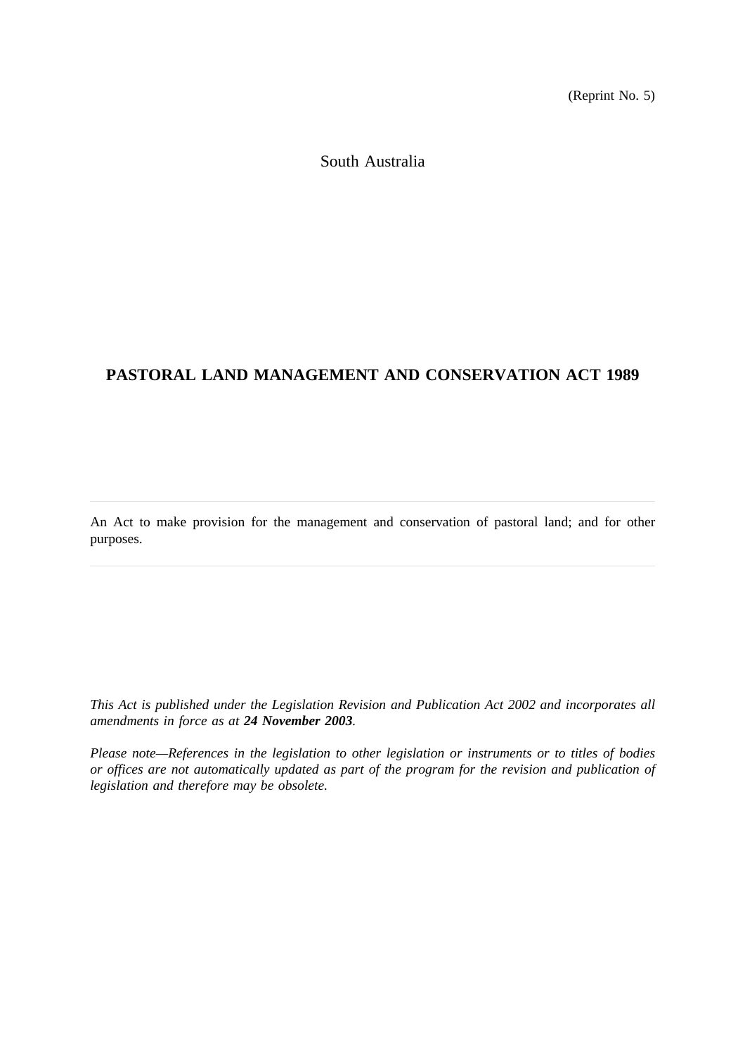(Reprint No. 5)

South Australia

# PASTORAL LAND MANAGEMENT AND CONSERVATION ACT 1989

---

An Act to make provision for the management and conservation of pastoral land; and for other purposes.

---

*This Act is published under the Legislation Revision and Publication Act 2002 and incorporates all amendments in force as at* ***24 November 2003****.*

*Please note—References in the legislation to other legislation or instruments or to titles of bodies or offices are not automatically updated as part of the program for the revision and publication of legislation and therefore may be obsolete.*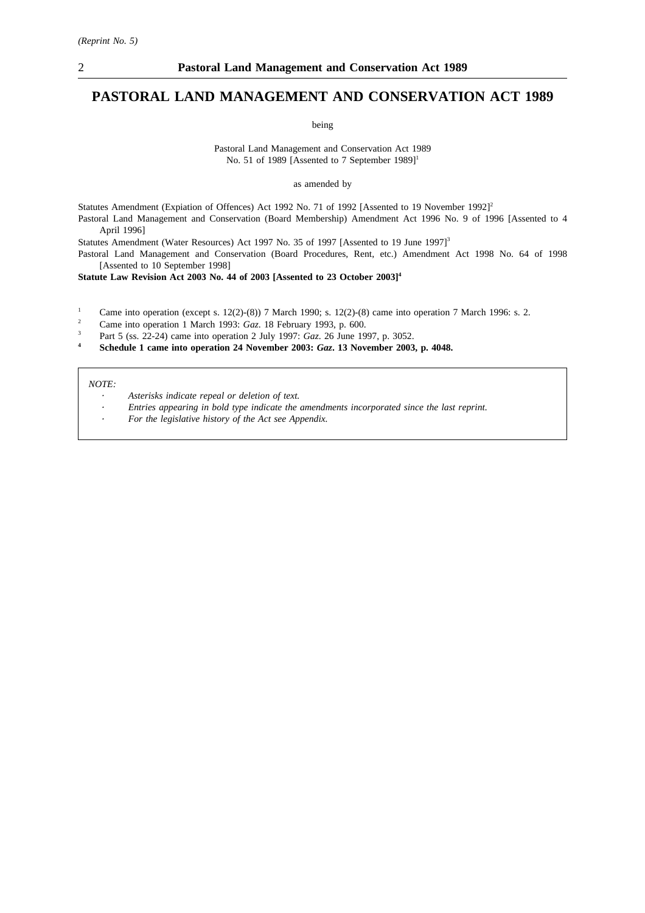# PASTORAL LAND MANAGEMENT AND CONSERVATION ACT 1989

being

Pastoral Land Management and Conservation Act 1989
No. 51 of 1989 [Assented to 7 September 1989][1]

as amended by

Statutes Amendment (Expiation of Offences) Act 1992 No. 71 of 1992 [Assented to 19 November 1992][2]

Pastoral Land Management and Conservation (Board Membership) Amendment Act 1996 No. 9 of 1996 [Assented to 4 April 1996]

Statutes Amendment (Water Resources) Act 1997 No. 35 of 1997 [Assented to 19 June 1997][3]

Pastoral Land Management and Conservation (Board Procedures, Rent, etc.) Amendment Act 1998 No. 64 of 1998 [Assented to 10 September 1998]

**Statute Law Revision Act 2003 No. 44 of 2003 [Assented to 23 October 2003][4]**

[1] Came into operation (except s. 12(2)-(8)) 7 March 1990; s. 12(2)-(8) came into operation 7 March 1996: s. 2.

[2] Came into operation 1 March 1993: *Gaz.* 18 February 1993, p. 600.

[3] Part 5 (ss. 22-24) came into operation 2 July 1997: *Gaz.* 26 June 1997, p. 3052.

**[4] Schedule 1 came into operation 24 November 2003: *Gaz.* 13 November 2003, p. 4048.**

*NOTE:*

- *Asterisks indicate repeal or deletion of text.*
- *Entries appearing in bold type indicate the amendments incorporated since the last reprint.*
- *For the legislative history of the Act see Appendix.*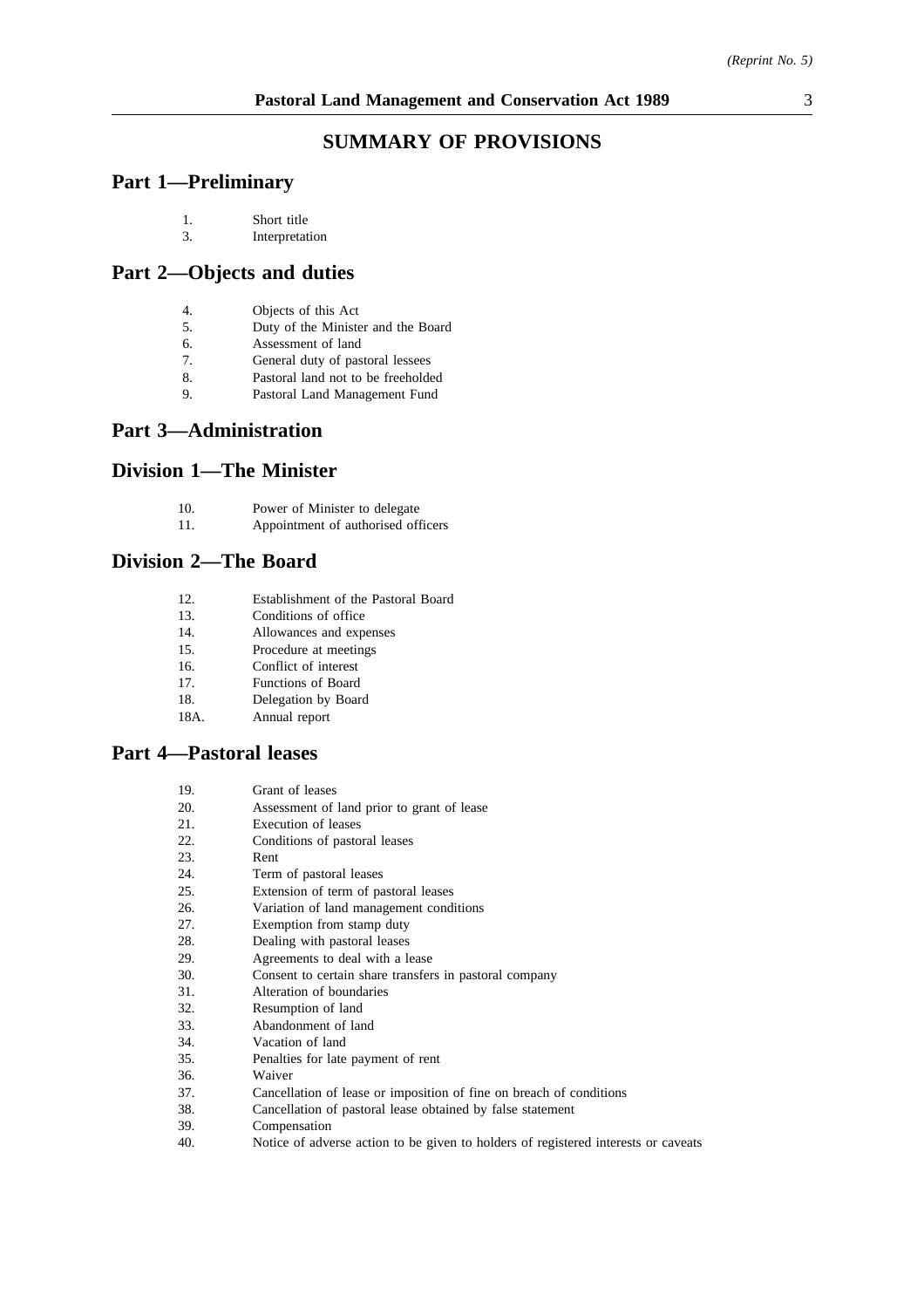# SUMMARY OF PROVISIONS

## Part 1—Preliminary

1. Short title
3. Interpretation

## Part 2—Objects and duties

4. Objects of this Act
5. Duty of the Minister and the Board
6. Assessment of land
7. General duty of pastoral lessees
8. Pastoral land not to be freeholded
9. Pastoral Land Management Fund

## Part 3—Administration

## Division 1—The Minister

10. Power of Minister to delegate
11. Appointment of authorised officers

## Division 2—The Board

12. Establishment of the Pastoral Board
13. Conditions of office
14. Allowances and expenses
15. Procedure at meetings
16. Conflict of interest
17. Functions of Board
18. Delegation by Board
18A. Annual report

## Part 4—Pastoral leases

19. Grant of leases
20. Assessment of land prior to grant of lease
21. Execution of leases
22. Conditions of pastoral leases
23. Rent
24. Term of pastoral leases
25. Extension of term of pastoral leases
26. Variation of land management conditions
27. Exemption from stamp duty
28. Dealing with pastoral leases
29. Agreements to deal with a lease
30. Consent to certain share transfers in pastoral company
31. Alteration of boundaries
32. Resumption of land
33. Abandonment of land
34. Vacation of land
35. Penalties for late payment of rent
36. Waiver
37. Cancellation of lease or imposition of fine on breach of conditions
38. Cancellation of pastoral lease obtained by false statement
39. Compensation
40. Notice of adverse action to be given to holders of registered interests or caveats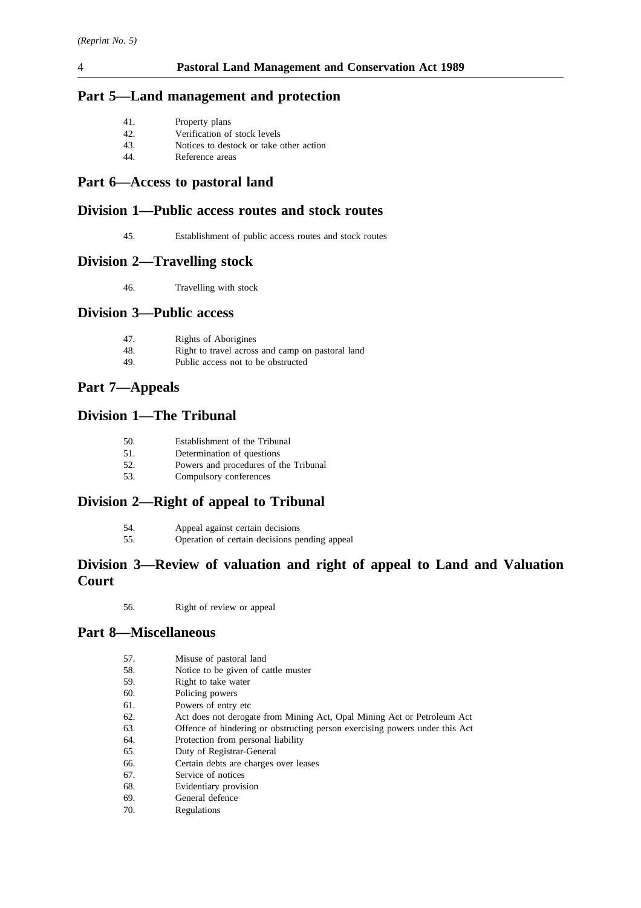## Part 5—Land management and protection

41. Property plans
42. Verification of stock levels
43. Notices to destock or take other action
44. Reference areas

## Part 6—Access to pastoral land

## Division 1—Public access routes and stock routes

45. Establishment of public access routes and stock routes

## Division 2—Travelling stock

46. Travelling with stock

## Division 3—Public access

47. Rights of Aborigines
48. Right to travel across and camp on pastoral land
49. Public access not to be obstructed

## Part 7—Appeals

## Division 1—The Tribunal

50. Establishment of the Tribunal
51. Determination of questions
52. Powers and procedures of the Tribunal
53. Compulsory conferences

## Division 2—Right of appeal to Tribunal

54. Appeal against certain decisions
55. Operation of certain decisions pending appeal

## Division 3—Review of valuation and right of appeal to Land and Valuation Court

56. Right of review or appeal

## Part 8—Miscellaneous

57. Misuse of pastoral land
58. Notice to be given of cattle muster
59. Right to take water
60. Policing powers
61. Powers of entry etc
62. Act does not derogate from Mining Act, Opal Mining Act or Petroleum Act
63. Offence of hindering or obstructing person exercising powers under this Act
64. Protection from personal liability
65. Duty of Registrar-General
66. Certain debts are charges over leases
67. Service of notices
68. Evidentiary provision
69. General defence
70. Regulations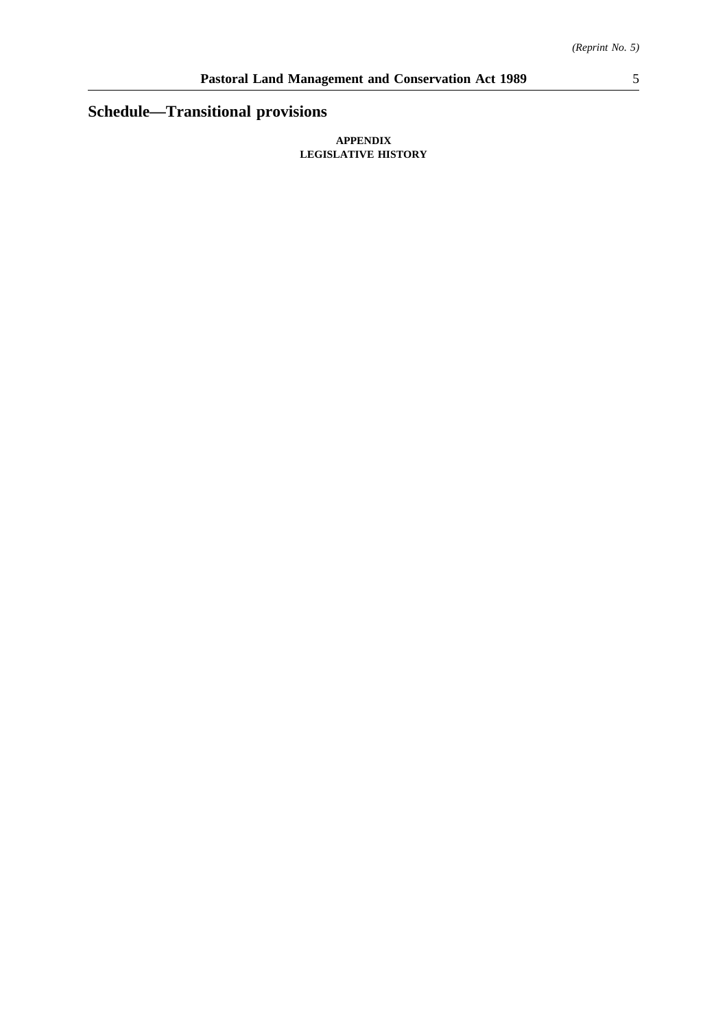## Schedule—Transitional provisions

**APPENDIX**

**LEGISLATIVE HISTORY**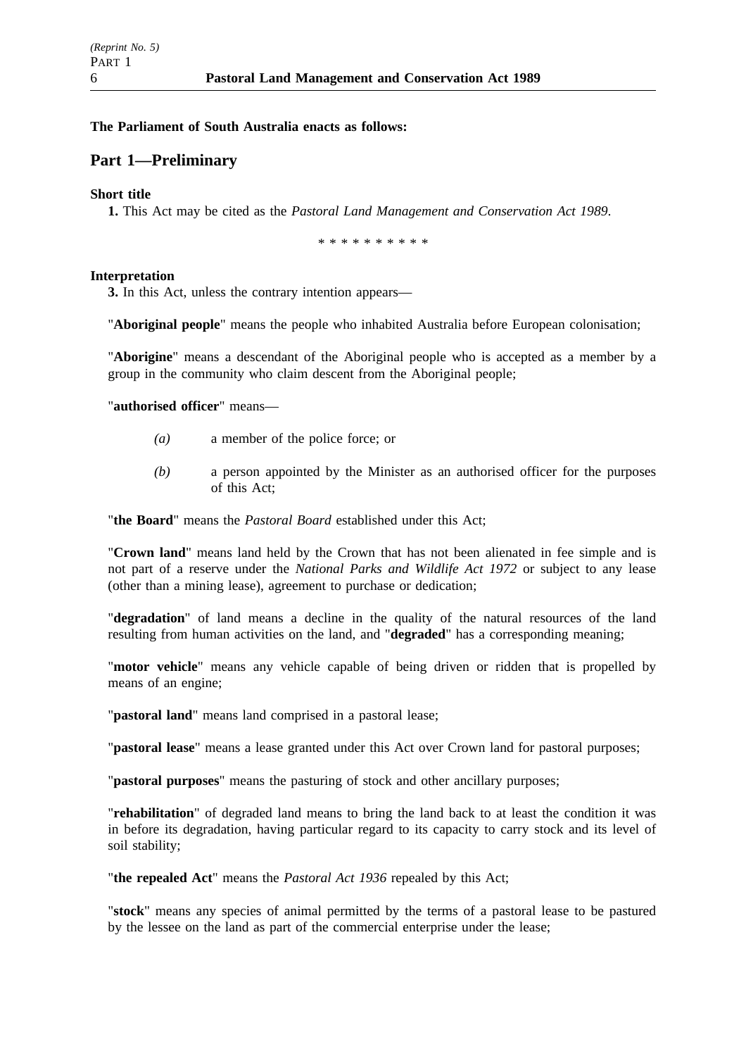**The Parliament of South Australia enacts as follows:**

## Part 1—Preliminary

**Short title**

**1.** This Act may be cited as the *Pastoral Land Management and Conservation Act 1989*.

\* \* \* \* \* \* \* \* \* \*

**Interpretation**

**3.** In this Act, unless the contrary intention appears—

"**Aboriginal people**" means the people who inhabited Australia before European colonisation;

"**Aborigine**" means a descendant of the Aboriginal people who is accepted as a member by a group in the community who claim descent from the Aboriginal people;

"**authorised officer**" means—

*(a)* a member of the police force; or

*(b)* a person appointed by the Minister as an authorised officer for the purposes of this Act;

"**the Board**" means the *Pastoral Board* established under this Act;

"**Crown land**" means land held by the Crown that has not been alienated in fee simple and is not part of a reserve under the *National Parks and Wildlife Act 1972* or subject to any lease (other than a mining lease), agreement to purchase or dedication;

"**degradation**" of land means a decline in the quality of the natural resources of the land resulting from human activities on the land, and "**degraded**" has a corresponding meaning;

"**motor vehicle**" means any vehicle capable of being driven or ridden that is propelled by means of an engine;

"**pastoral land**" means land comprised in a pastoral lease;

"**pastoral lease**" means a lease granted under this Act over Crown land for pastoral purposes;

"**pastoral purposes**" means the pasturing of stock and other ancillary purposes;

"**rehabilitation**" of degraded land means to bring the land back to at least the condition it was in before its degradation, having particular regard to its capacity to carry stock and its level of soil stability;

"**the repealed Act**" means the *Pastoral Act 1936* repealed by this Act;

"**stock**" means any species of animal permitted by the terms of a pastoral lease to be pastured by the lessee on the land as part of the commercial enterprise under the lease;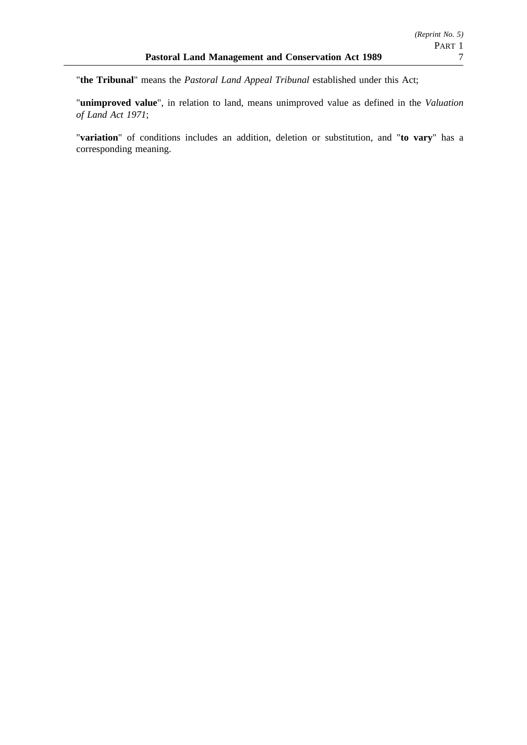"**the Tribunal**" means the *Pastoral Land Appeal Tribunal* established under this Act;

"**unimproved value**", in relation to land, means unimproved value as defined in the *Valuation of Land Act 1971*;

"**variation**" of conditions includes an addition, deletion or substitution, and "**to vary**" has a corresponding meaning.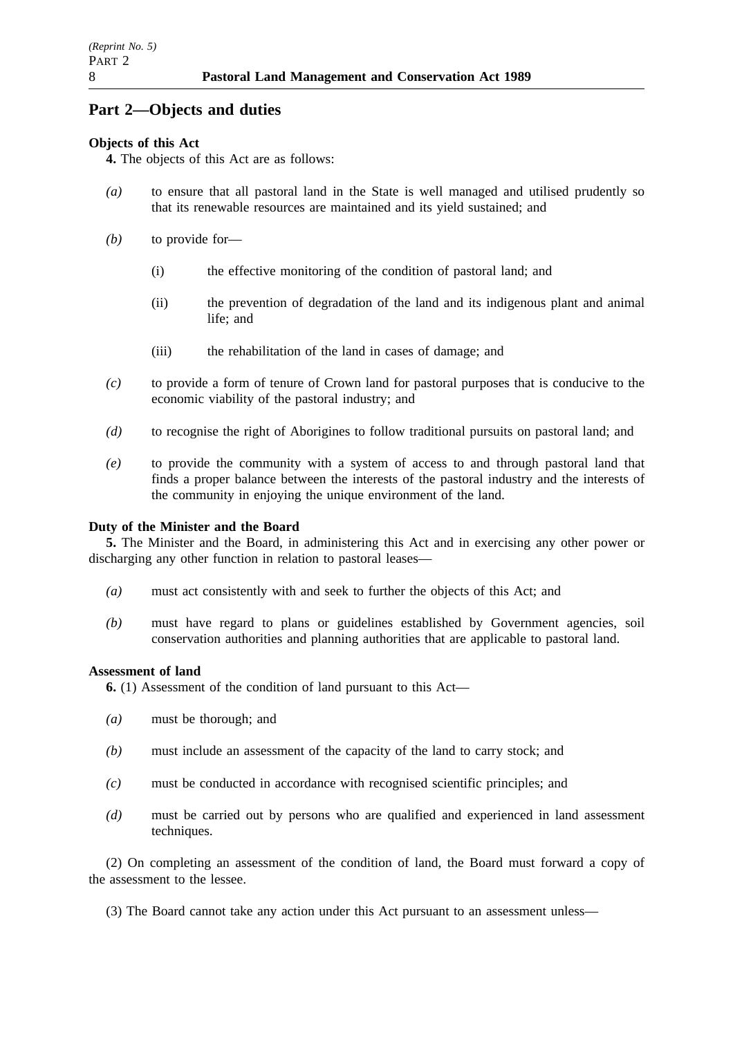## Part 2—Objects and duties

**Objects of this Act**

**4.** The objects of this Act are as follows:

*(a)* to ensure that all pastoral land in the State is well managed and utilised prudently so that its renewable resources are maintained and its yield sustained; and

*(b)* to provide for—

(i) the effective monitoring of the condition of pastoral land; and

(ii) the prevention of degradation of the land and its indigenous plant and animal life; and

(iii) the rehabilitation of the land in cases of damage; and

*(c)* to provide a form of tenure of Crown land for pastoral purposes that is conducive to the economic viability of the pastoral industry; and

*(d)* to recognise the right of Aborigines to follow traditional pursuits on pastoral land; and

*(e)* to provide the community with a system of access to and through pastoral land that finds a proper balance between the interests of the pastoral industry and the interests of the community in enjoying the unique environment of the land.

**Duty of the Minister and the Board**

**5.** The Minister and the Board, in administering this Act and in exercising any other power or discharging any other function in relation to pastoral leases—

*(a)* must act consistently with and seek to further the objects of this Act; and

*(b)* must have regard to plans or guidelines established by Government agencies, soil conservation authorities and planning authorities that are applicable to pastoral land.

**Assessment of land**

**6.** (1) Assessment of the condition of land pursuant to this Act—

*(a)* must be thorough; and

*(b)* must include an assessment of the capacity of the land to carry stock; and

*(c)* must be conducted in accordance with recognised scientific principles; and

*(d)* must be carried out by persons who are qualified and experienced in land assessment techniques.

(2) On completing an assessment of the condition of land, the Board must forward a copy of the assessment to the lessee.

(3) The Board cannot take any action under this Act pursuant to an assessment unless—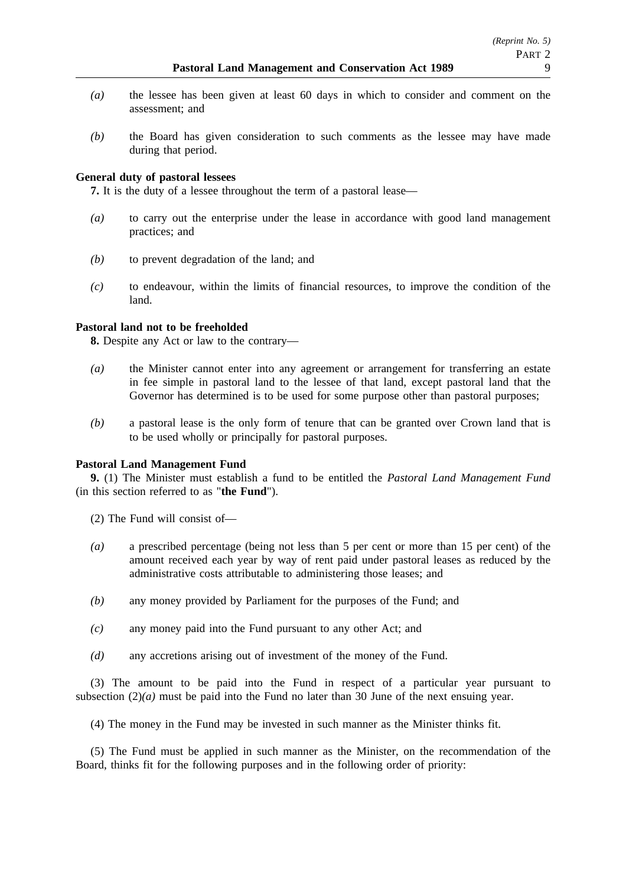*(a)* the lessee has been given at least 60 days in which to consider and comment on the assessment; and

*(b)* the Board has given consideration to such comments as the lessee may have made during that period.

**General duty of pastoral lessees**

**7.** It is the duty of a lessee throughout the term of a pastoral lease—

*(a)* to carry out the enterprise under the lease in accordance with good land management practices; and

*(b)* to prevent degradation of the land; and

*(c)* to endeavour, within the limits of financial resources, to improve the condition of the land.

**Pastoral land not to be freeholded**

**8.** Despite any Act or law to the contrary—

*(a)* the Minister cannot enter into any agreement or arrangement for transferring an estate in fee simple in pastoral land to the lessee of that land, except pastoral land that the Governor has determined is to be used for some purpose other than pastoral purposes;

*(b)* a pastoral lease is the only form of tenure that can be granted over Crown land that is to be used wholly or principally for pastoral purposes.

**Pastoral Land Management Fund**

**9.** (1) The Minister must establish a fund to be entitled the *Pastoral Land Management Fund* (in this section referred to as "**the Fund**").

(2) The Fund will consist of—

*(a)* a prescribed percentage (being not less than 5 per cent or more than 15 per cent) of the amount received each year by way of rent paid under pastoral leases as reduced by the administrative costs attributable to administering those leases; and

*(b)* any money provided by Parliament for the purposes of the Fund; and

*(c)* any money paid into the Fund pursuant to any other Act; and

*(d)* any accretions arising out of investment of the money of the Fund.

(3) The amount to be paid into the Fund in respect of a particular year pursuant to subsection (2)*(a)* must be paid into the Fund no later than 30 June of the next ensuing year.

(4) The money in the Fund may be invested in such manner as the Minister thinks fit.

(5) The Fund must be applied in such manner as the Minister, on the recommendation of the Board, thinks fit for the following purposes and in the following order of priority: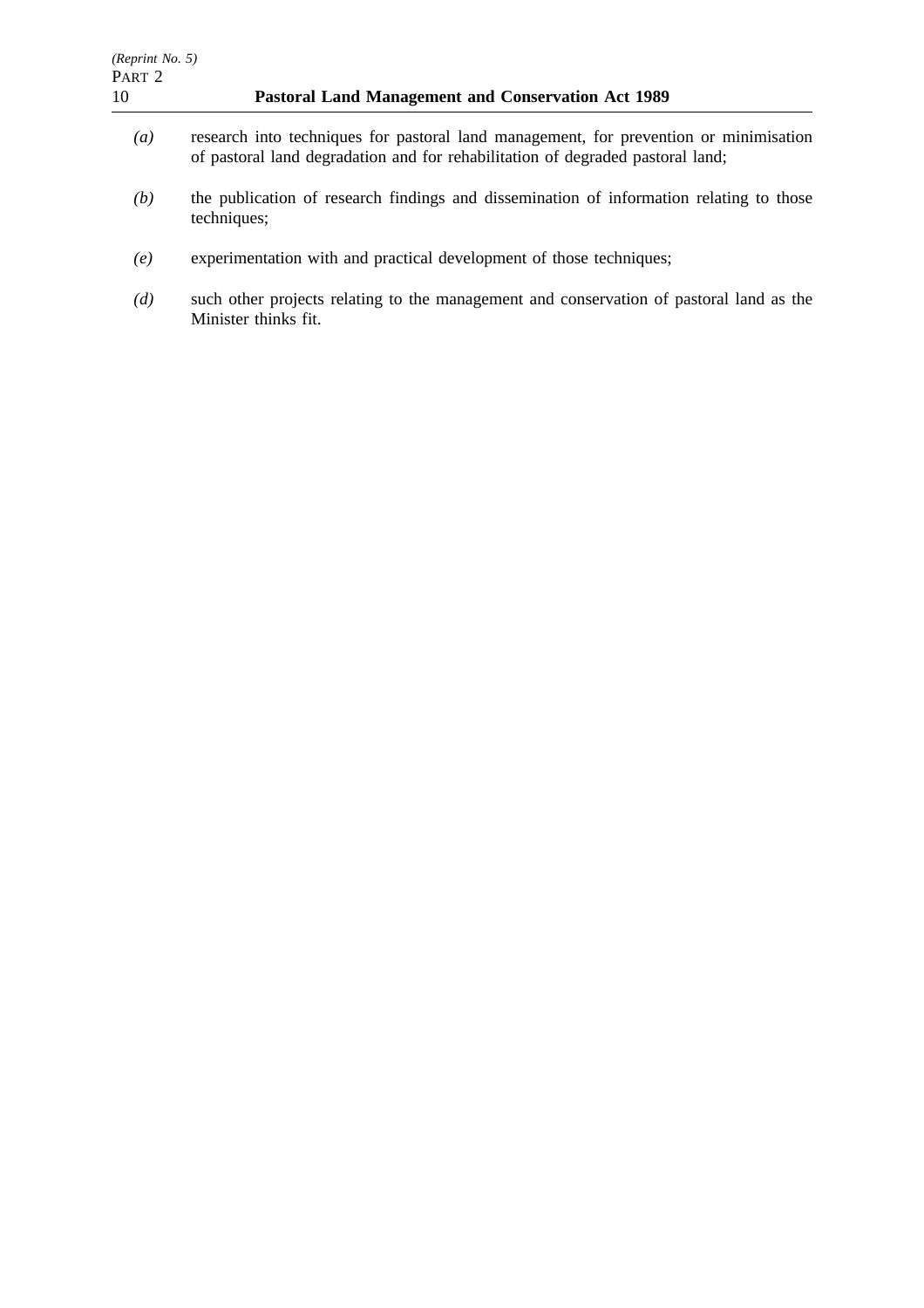*(a)* research into techniques for pastoral land management, for prevention or minimisation of pastoral land degradation and for rehabilitation of degraded pastoral land;

*(b)* the publication of research findings and dissemination of information relating to those techniques;

*(e)* experimentation with and practical development of those techniques;

*(d)* such other projects relating to the management and conservation of pastoral land as the Minister thinks fit.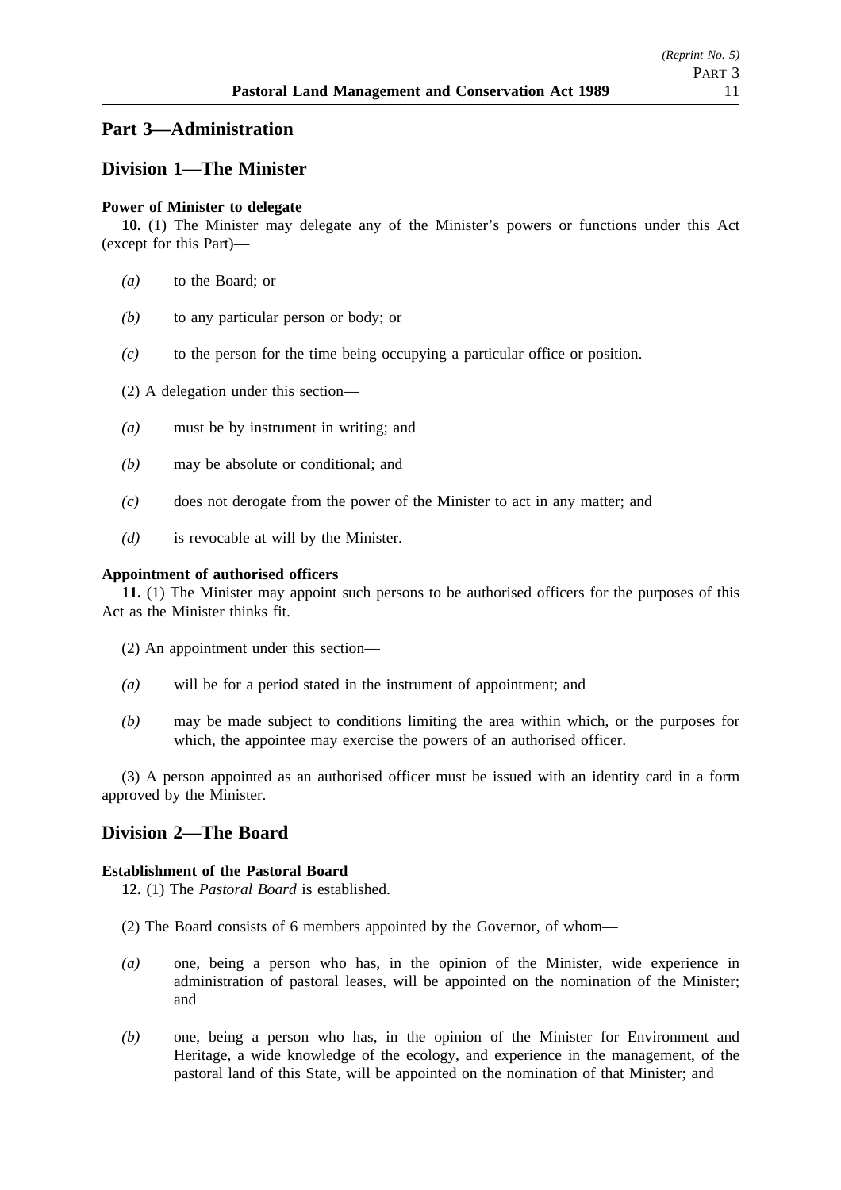## Part 3—Administration

## Division 1—The Minister

**Power of Minister to delegate**

**10.** (1) The Minister may delegate any of the Minister's powers or functions under this Act (except for this Part)—

*(a)* to the Board; or

*(b)* to any particular person or body; or

*(c)* to the person for the time being occupying a particular office or position.

(2) A delegation under this section—

*(a)* must be by instrument in writing; and

*(b)* may be absolute or conditional; and

*(c)* does not derogate from the power of the Minister to act in any matter; and

*(d)* is revocable at will by the Minister.

**Appointment of authorised officers**

**11.** (1) The Minister may appoint such persons to be authorised officers for the purposes of this Act as the Minister thinks fit.

(2) An appointment under this section—

*(a)* will be for a period stated in the instrument of appointment; and

*(b)* may be made subject to conditions limiting the area within which, or the purposes for which, the appointee may exercise the powers of an authorised officer.

(3) A person appointed as an authorised officer must be issued with an identity card in a form approved by the Minister.

## Division 2—The Board

**Establishment of the Pastoral Board**

**12.** (1) The *Pastoral Board* is established.

(2) The Board consists of 6 members appointed by the Governor, of whom—

*(a)* one, being a person who has, in the opinion of the Minister, wide experience in administration of pastoral leases, will be appointed on the nomination of the Minister; and

*(b)* one, being a person who has, in the opinion of the Minister for Environment and Heritage, a wide knowledge of the ecology, and experience in the management, of the pastoral land of this State, will be appointed on the nomination of that Minister; and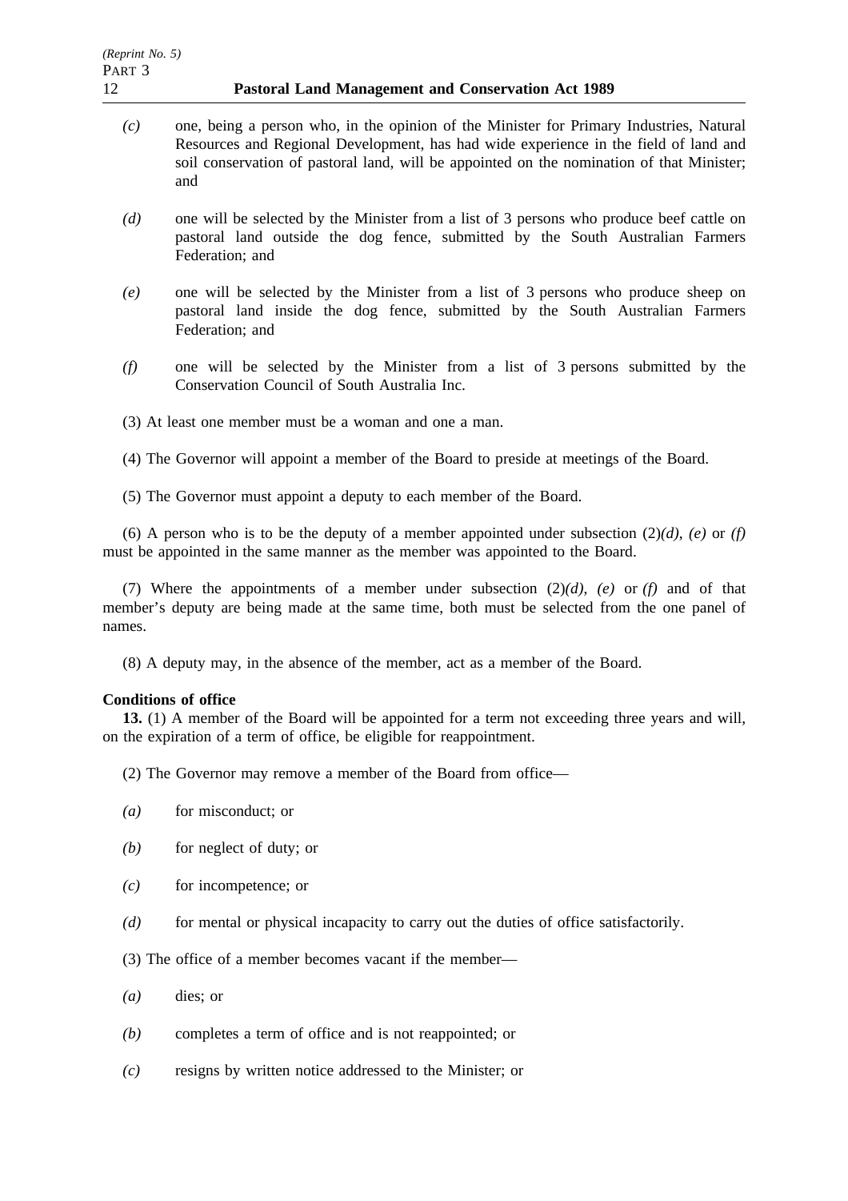*(c)* one, being a person who, in the opinion of the Minister for Primary Industries, Natural Resources and Regional Development, has had wide experience in the field of land and soil conservation of pastoral land, will be appointed on the nomination of that Minister; and

*(d)* one will be selected by the Minister from a list of 3 persons who produce beef cattle on pastoral land outside the dog fence, submitted by the South Australian Farmers Federation; and

*(e)* one will be selected by the Minister from a list of 3 persons who produce sheep on pastoral land inside the dog fence, submitted by the South Australian Farmers Federation; and

*(f)* one will be selected by the Minister from a list of 3 persons submitted by the Conservation Council of South Australia Inc.

(3) At least one member must be a woman and one a man.

(4) The Governor will appoint a member of the Board to preside at meetings of the Board.

(5) The Governor must appoint a deputy to each member of the Board.

(6) A person who is to be the deputy of a member appointed under subsection (2)*(d)*, *(e)* or *(f)* must be appointed in the same manner as the member was appointed to the Board.

(7) Where the appointments of a member under subsection (2)*(d)*, *(e)* or *(f)* and of that member's deputy are being made at the same time, both must be selected from the one panel of names.

(8) A deputy may, in the absence of the member, act as a member of the Board.

**Conditions of office**

**13.** (1) A member of the Board will be appointed for a term not exceeding three years and will, on the expiration of a term of office, be eligible for reappointment.

(2) The Governor may remove a member of the Board from office—

*(a)* for misconduct; or

*(b)* for neglect of duty; or

*(c)* for incompetence; or

*(d)* for mental or physical incapacity to carry out the duties of office satisfactorily.

(3) The office of a member becomes vacant if the member—

*(a)* dies; or

*(b)* completes a term of office and is not reappointed; or

*(c)* resigns by written notice addressed to the Minister; or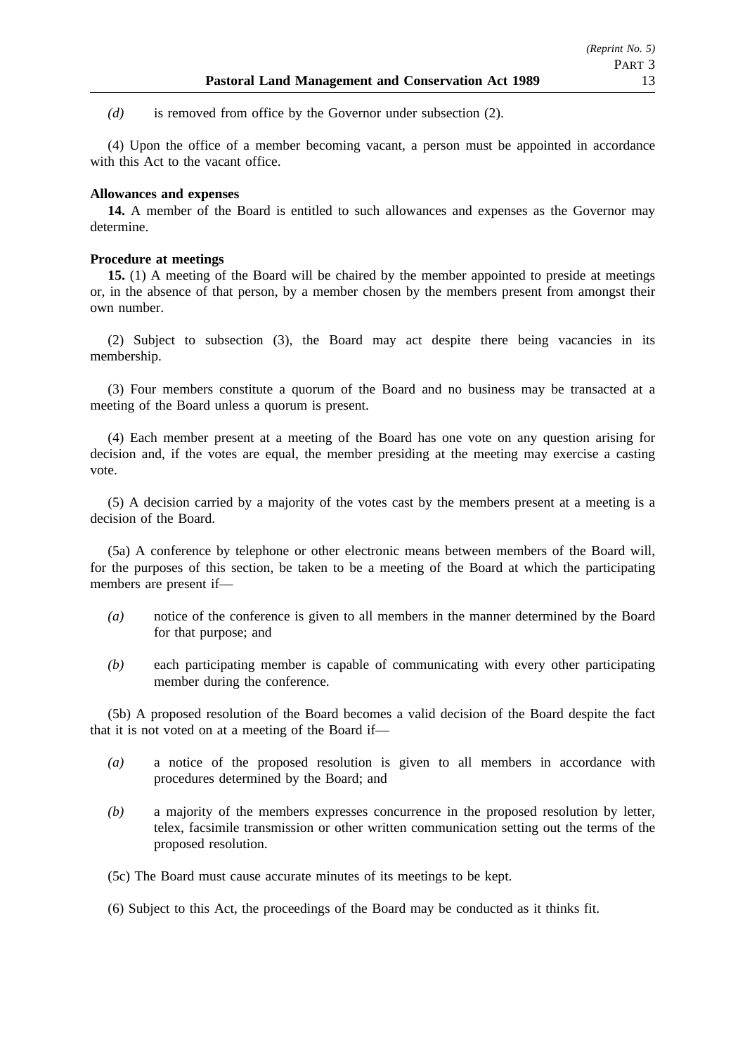*(d)* is removed from office by the Governor under subsection (2).

(4) Upon the office of a member becoming vacant, a person must be appointed in accordance with this Act to the vacant office.

**Allowances and expenses**

**14.** A member of the Board is entitled to such allowances and expenses as the Governor may determine.

**Procedure at meetings**

**15.** (1) A meeting of the Board will be chaired by the member appointed to preside at meetings or, in the absence of that person, by a member chosen by the members present from amongst their own number.

(2) Subject to subsection (3), the Board may act despite there being vacancies in its membership.

(3) Four members constitute a quorum of the Board and no business may be transacted at a meeting of the Board unless a quorum is present.

(4) Each member present at a meeting of the Board has one vote on any question arising for decision and, if the votes are equal, the member presiding at the meeting may exercise a casting vote.

(5) A decision carried by a majority of the votes cast by the members present at a meeting is a decision of the Board.

(5a) A conference by telephone or other electronic means between members of the Board will, for the purposes of this section, be taken to be a meeting of the Board at which the participating members are present if—

*(a)* notice of the conference is given to all members in the manner determined by the Board for that purpose; and

*(b)* each participating member is capable of communicating with every other participating member during the conference.

(5b) A proposed resolution of the Board becomes a valid decision of the Board despite the fact that it is not voted on at a meeting of the Board if—

*(a)* a notice of the proposed resolution is given to all members in accordance with procedures determined by the Board; and

*(b)* a majority of the members expresses concurrence in the proposed resolution by letter, telex, facsimile transmission or other written communication setting out the terms of the proposed resolution.

(5c) The Board must cause accurate minutes of its meetings to be kept.

(6) Subject to this Act, the proceedings of the Board may be conducted as it thinks fit.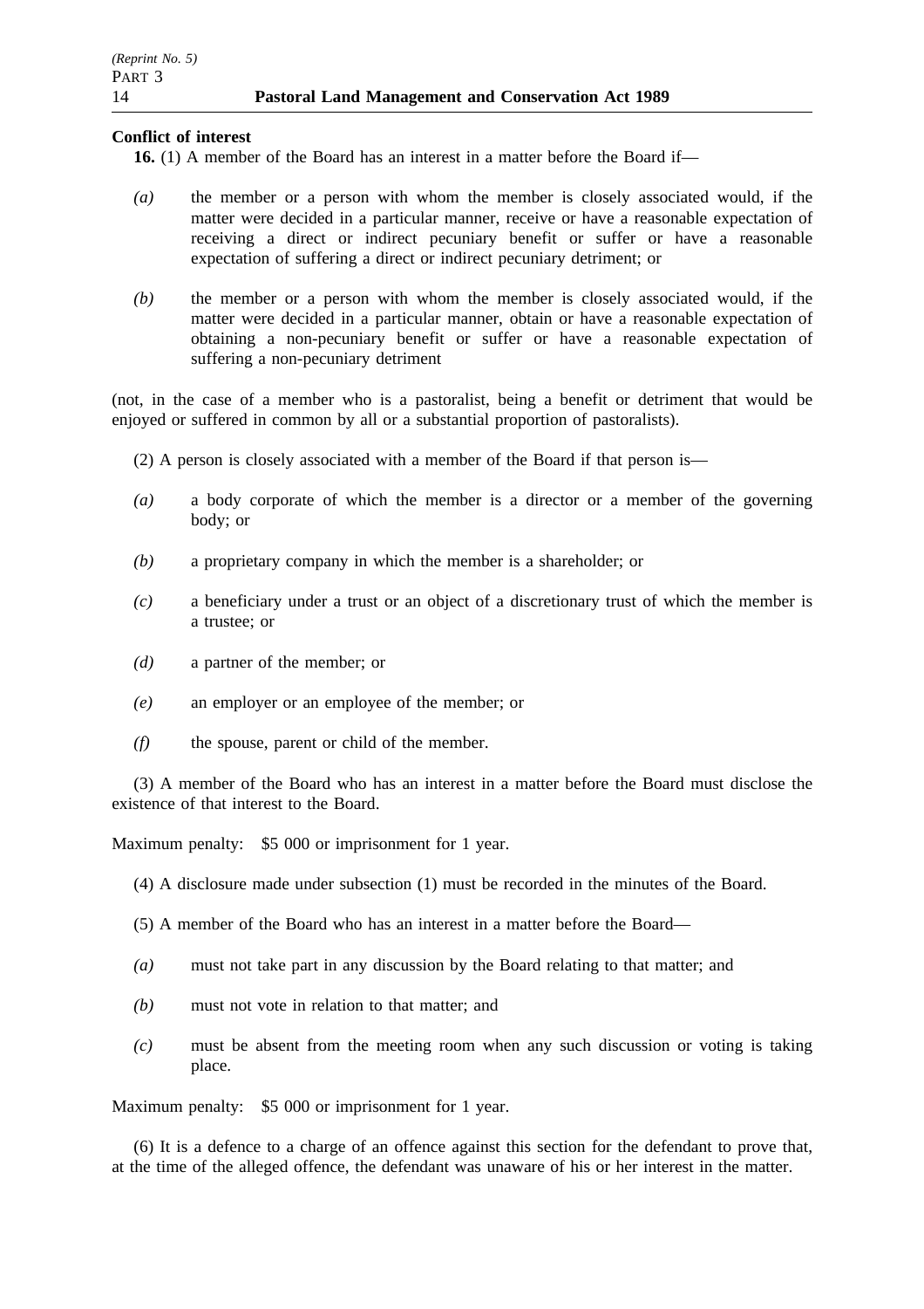**Conflict of interest**

**16.** (1) A member of the Board has an interest in a matter before the Board if—

*(a)* the member or a person with whom the member is closely associated would, if the matter were decided in a particular manner, receive or have a reasonable expectation of receiving a direct or indirect pecuniary benefit or suffer or have a reasonable expectation of suffering a direct or indirect pecuniary detriment; or

*(b)* the member or a person with whom the member is closely associated would, if the matter were decided in a particular manner, obtain or have a reasonable expectation of obtaining a non-pecuniary benefit or suffer or have a reasonable expectation of suffering a non-pecuniary detriment

(not, in the case of a member who is a pastoralist, being a benefit or detriment that would be enjoyed or suffered in common by all or a substantial proportion of pastoralists).

(2) A person is closely associated with a member of the Board if that person is—

*(a)* a body corporate of which the member is a director or a member of the governing body; or

*(b)* a proprietary company in which the member is a shareholder; or

*(c)* a beneficiary under a trust or an object of a discretionary trust of which the member is a trustee; or

*(d)* a partner of the member; or

*(e)* an employer or an employee of the member; or

*(f)* the spouse, parent or child of the member.

(3) A member of the Board who has an interest in a matter before the Board must disclose the existence of that interest to the Board.

Maximum penalty: $5 000 or imprisonment for 1 year.

(4) A disclosure made under subsection (1) must be recorded in the minutes of the Board.

(5) A member of the Board who has an interest in a matter before the Board—

*(a)* must not take part in any discussion by the Board relating to that matter; and

*(b)* must not vote in relation to that matter; and

*(c)* must be absent from the meeting room when any such discussion or voting is taking place.

Maximum penalty: $5 000 or imprisonment for 1 year.

(6) It is a defence to a charge of an offence against this section for the defendant to prove that, at the time of the alleged offence, the defendant was unaware of his or her interest in the matter.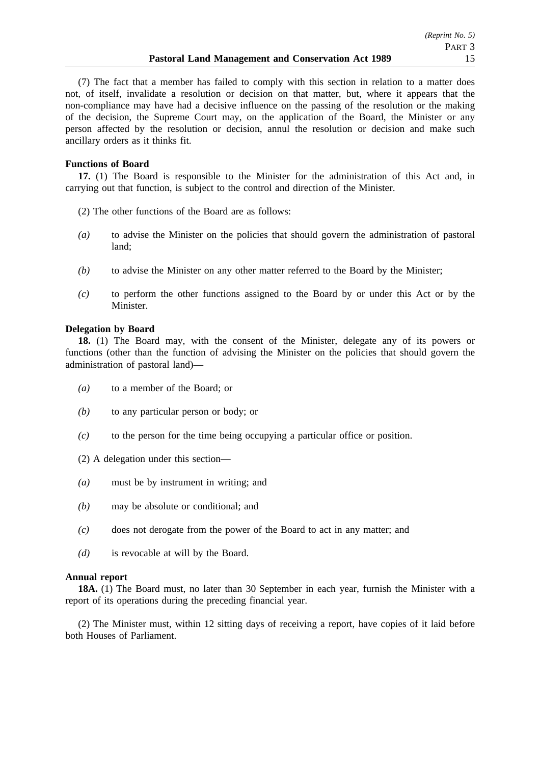(7) The fact that a member has failed to comply with this section in relation to a matter does not, of itself, invalidate a resolution or decision on that matter, but, where it appears that the non-compliance may have had a decisive influence on the passing of the resolution or the making of the decision, the Supreme Court may, on the application of the Board, the Minister or any person affected by the resolution or decision, annul the resolution or decision and make such ancillary orders as it thinks fit.

**Functions of Board**

**17.** (1) The Board is responsible to the Minister for the administration of this Act and, in carrying out that function, is subject to the control and direction of the Minister.

(2) The other functions of the Board are as follows:

*(a)* to advise the Minister on the policies that should govern the administration of pastoral land;

*(b)* to advise the Minister on any other matter referred to the Board by the Minister;

*(c)* to perform the other functions assigned to the Board by or under this Act or by the Minister.

**Delegation by Board**

**18.** (1) The Board may, with the consent of the Minister, delegate any of its powers or functions (other than the function of advising the Minister on the policies that should govern the administration of pastoral land)—

*(a)* to a member of the Board; or

*(b)* to any particular person or body; or

*(c)* to the person for the time being occupying a particular office or position.

(2) A delegation under this section—

*(a)* must be by instrument in writing; and

*(b)* may be absolute or conditional; and

*(c)* does not derogate from the power of the Board to act in any matter; and

*(d)* is revocable at will by the Board.

**Annual report**

**18A.** (1) The Board must, no later than 30 September in each year, furnish the Minister with a report of its operations during the preceding financial year.

(2) The Minister must, within 12 sitting days of receiving a report, have copies of it laid before both Houses of Parliament.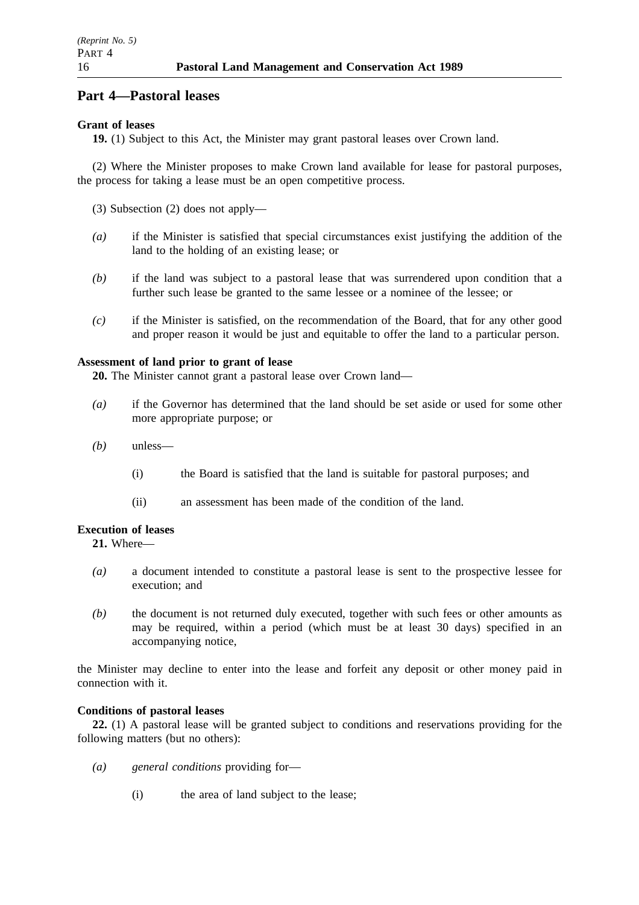## Part 4—Pastoral leases

**Grant of leases**

**19.** (1) Subject to this Act, the Minister may grant pastoral leases over Crown land.

(2) Where the Minister proposes to make Crown land available for lease for pastoral purposes, the process for taking a lease must be an open competitive process.

(3) Subsection (2) does not apply—

*(a)* if the Minister is satisfied that special circumstances exist justifying the addition of the land to the holding of an existing lease; or

*(b)* if the land was subject to a pastoral lease that was surrendered upon condition that a further such lease be granted to the same lessee or a nominee of the lessee; or

*(c)* if the Minister is satisfied, on the recommendation of the Board, that for any other good and proper reason it would be just and equitable to offer the land to a particular person.

**Assessment of land prior to grant of lease**

**20.** The Minister cannot grant a pastoral lease over Crown land—

*(a)* if the Governor has determined that the land should be set aside or used for some other more appropriate purpose; or

*(b)* unless—

(i) the Board is satisfied that the land is suitable for pastoral purposes; and

(ii) an assessment has been made of the condition of the land.

**Execution of leases**

**21.** Where—

*(a)* a document intended to constitute a pastoral lease is sent to the prospective lessee for execution; and

*(b)* the document is not returned duly executed, together with such fees or other amounts as may be required, within a period (which must be at least 30 days) specified in an accompanying notice,

the Minister may decline to enter into the lease and forfeit any deposit or other money paid in connection with it.

**Conditions of pastoral leases**

**22.** (1) A pastoral lease will be granted subject to conditions and reservations providing for the following matters (but no others):

*(a)* *general conditions* providing for—

(i) the area of land subject to the lease;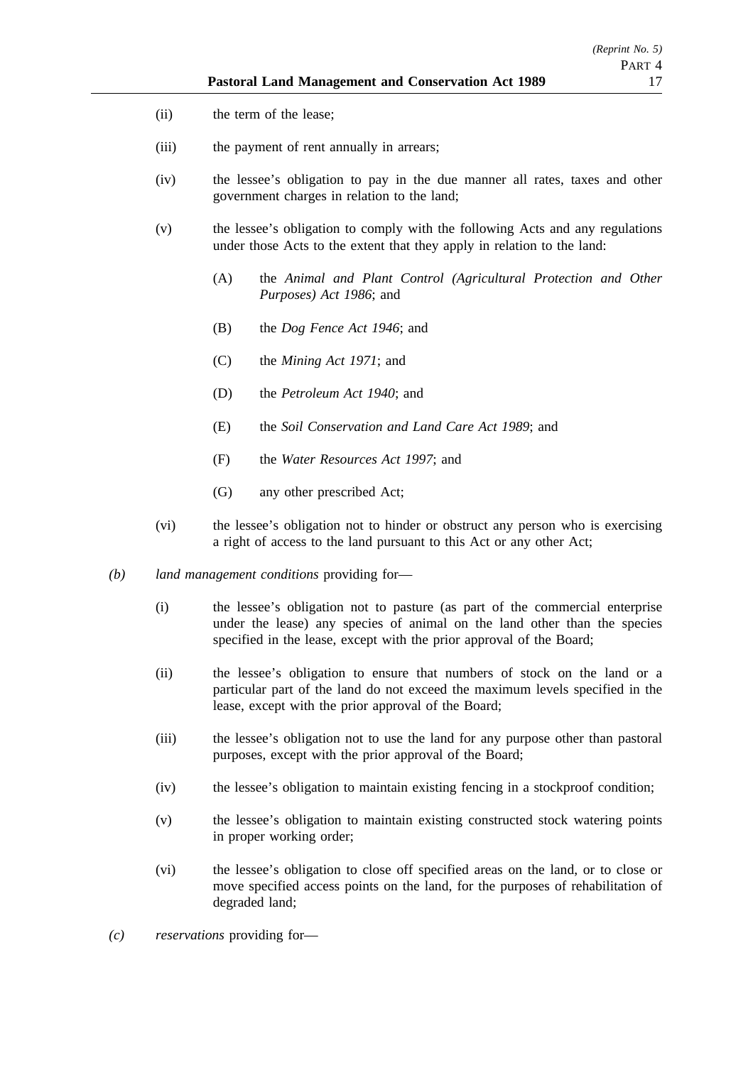(ii) the term of the lease;

(iii) the payment of rent annually in arrears;

(iv) the lessee's obligation to pay in the due manner all rates, taxes and other government charges in relation to the land;

(v) the lessee's obligation to comply with the following Acts and any regulations under those Acts to the extent that they apply in relation to the land:

  (A) the *Animal and Plant Control (Agricultural Protection and Other Purposes) Act 1986*; and

  (B) the *Dog Fence Act 1946*; and

  (C) the *Mining Act 1971*; and

  (D) the *Petroleum Act 1940*; and

  (E) the *Soil Conservation and Land Care Act 1989*; and

  (F) the *Water Resources Act 1997*; and

  (G) any other prescribed Act;

(vi) the lessee's obligation not to hinder or obstruct any person who is exercising a right of access to the land pursuant to this Act or any other Act;

*(b)* *land management conditions* providing for—

(i) the lessee's obligation not to pasture (as part of the commercial enterprise under the lease) any species of animal on the land other than the species specified in the lease, except with the prior approval of the Board;

(ii) the lessee's obligation to ensure that numbers of stock on the land or a particular part of the land do not exceed the maximum levels specified in the lease, except with the prior approval of the Board;

(iii) the lessee's obligation not to use the land for any purpose other than pastoral purposes, except with the prior approval of the Board;

(iv) the lessee's obligation to maintain existing fencing in a stockproof condition;

(v) the lessee's obligation to maintain existing constructed stock watering points in proper working order;

(vi) the lessee's obligation to close off specified areas on the land, or to close or move specified access points on the land, for the purposes of rehabilitation of degraded land;

*(c)* *reservations* providing for—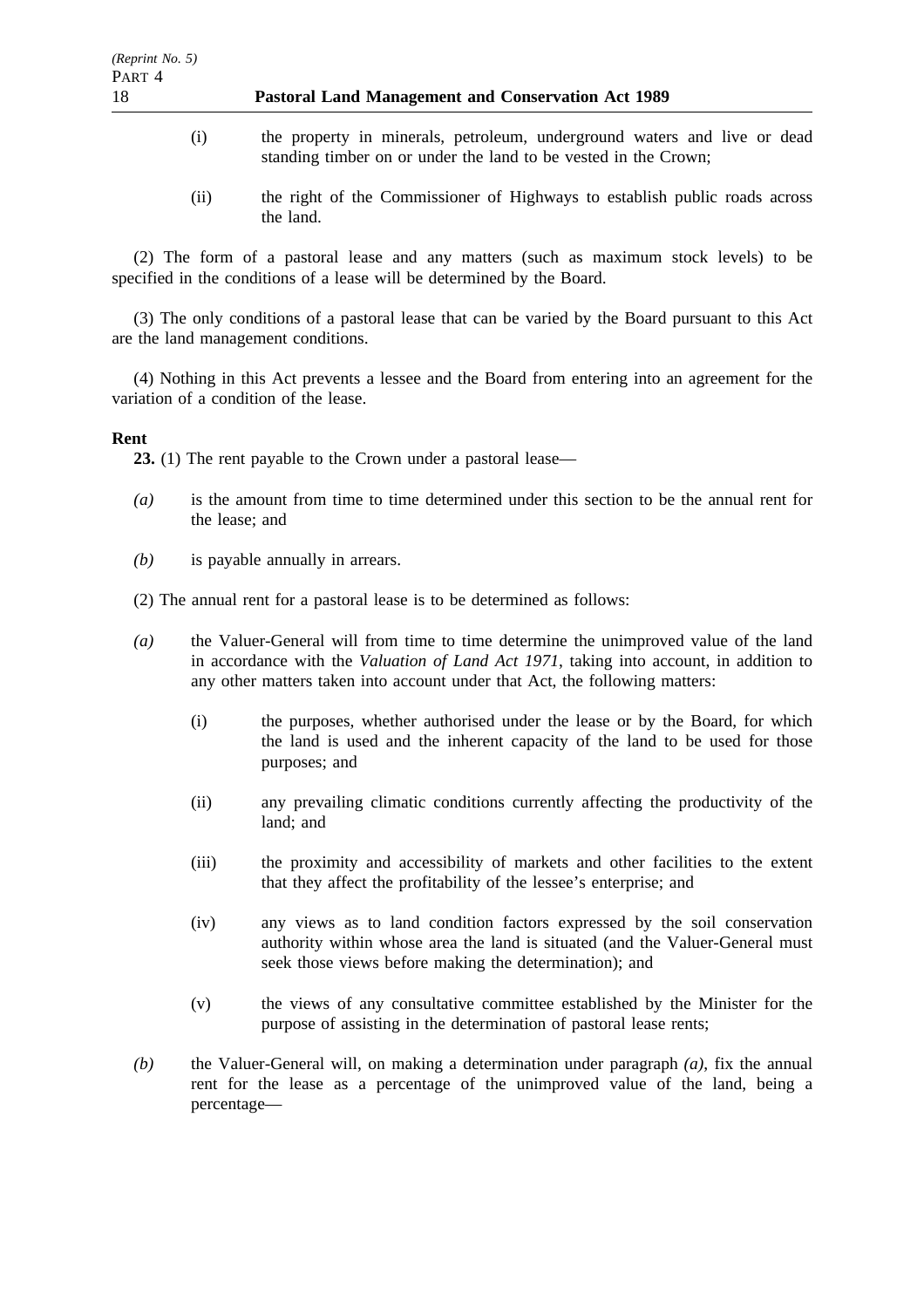(i) the property in minerals, petroleum, underground waters and live or dead standing timber on or under the land to be vested in the Crown;

(ii) the right of the Commissioner of Highways to establish public roads across the land.

(2) The form of a pastoral lease and any matters (such as maximum stock levels) to be specified in the conditions of a lease will be determined by the Board.

(3) The only conditions of a pastoral lease that can be varied by the Board pursuant to this Act are the land management conditions.

(4) Nothing in this Act prevents a lessee and the Board from entering into an agreement for the variation of a condition of the lease.

**Rent**

**23.** (1) The rent payable to the Crown under a pastoral lease—

*(a)* is the amount from time to time determined under this section to be the annual rent for the lease; and

*(b)* is payable annually in arrears.

(2) The annual rent for a pastoral lease is to be determined as follows:

*(a)* the Valuer-General will from time to time determine the unimproved value of the land in accordance with the *Valuation of Land Act 1971*, taking into account, in addition to any other matters taken into account under that Act, the following matters:

(i) the purposes, whether authorised under the lease or by the Board, for which the land is used and the inherent capacity of the land to be used for those purposes; and

(ii) any prevailing climatic conditions currently affecting the productivity of the land; and

(iii) the proximity and accessibility of markets and other facilities to the extent that they affect the profitability of the lessee's enterprise; and

(iv) any views as to land condition factors expressed by the soil conservation authority within whose area the land is situated (and the Valuer-General must seek those views before making the determination); and

(v) the views of any consultative committee established by the Minister for the purpose of assisting in the determination of pastoral lease rents;

*(b)* the Valuer-General will, on making a determination under paragraph *(a)*, fix the annual rent for the lease as a percentage of the unimproved value of the land, being a percentage—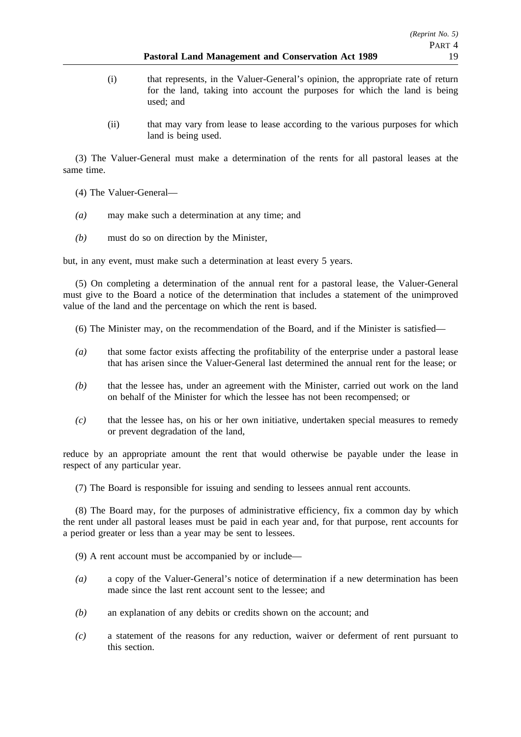(i) that represents, in the Valuer-General's opinion, the appropriate rate of return for the land, taking into account the purposes for which the land is being used; and

(ii) that may vary from lease to lease according to the various purposes for which land is being used.

(3) The Valuer-General must make a determination of the rents for all pastoral leases at the same time.

(4) The Valuer-General—

*(a)* may make such a determination at any time; and

*(b)* must do so on direction by the Minister,

but, in any event, must make such a determination at least every 5 years.

(5) On completing a determination of the annual rent for a pastoral lease, the Valuer-General must give to the Board a notice of the determination that includes a statement of the unimproved value of the land and the percentage on which the rent is based.

(6) The Minister may, on the recommendation of the Board, and if the Minister is satisfied—

*(a)* that some factor exists affecting the profitability of the enterprise under a pastoral lease that has arisen since the Valuer-General last determined the annual rent for the lease; or

*(b)* that the lessee has, under an agreement with the Minister, carried out work on the land on behalf of the Minister for which the lessee has not been recompensed; or

*(c)* that the lessee has, on his or her own initiative, undertaken special measures to remedy or prevent degradation of the land,

reduce by an appropriate amount the rent that would otherwise be payable under the lease in respect of any particular year.

(7) The Board is responsible for issuing and sending to lessees annual rent accounts.

(8) The Board may, for the purposes of administrative efficiency, fix a common day by which the rent under all pastoral leases must be paid in each year and, for that purpose, rent accounts for a period greater or less than a year may be sent to lessees.

(9) A rent account must be accompanied by or include—

*(a)* a copy of the Valuer-General's notice of determination if a new determination has been made since the last rent account sent to the lessee; and

*(b)* an explanation of any debits or credits shown on the account; and

*(c)* a statement of the reasons for any reduction, waiver or deferment of rent pursuant to this section.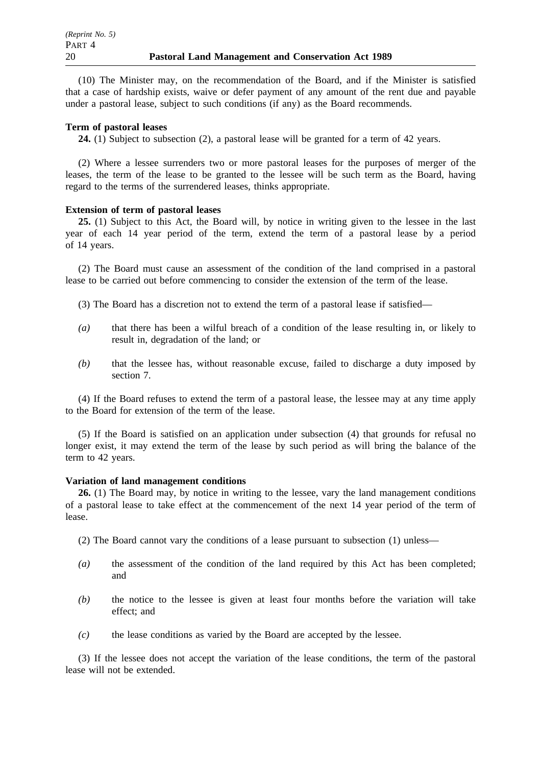(10) The Minister may, on the recommendation of the Board, and if the Minister is satisfied that a case of hardship exists, waive or defer payment of any amount of the rent due and payable under a pastoral lease, subject to such conditions (if any) as the Board recommends.

**Term of pastoral leases**

**24.** (1) Subject to subsection (2), a pastoral lease will be granted for a term of 42 years.

(2) Where a lessee surrenders two or more pastoral leases for the purposes of merger of the leases, the term of the lease to be granted to the lessee will be such term as the Board, having regard to the terms of the surrendered leases, thinks appropriate.

**Extension of term of pastoral leases**

**25.** (1) Subject to this Act, the Board will, by notice in writing given to the lessee in the last year of each 14 year period of the term, extend the term of a pastoral lease by a period of 14 years.

(2) The Board must cause an assessment of the condition of the land comprised in a pastoral lease to be carried out before commencing to consider the extension of the term of the lease.

(3) The Board has a discretion not to extend the term of a pastoral lease if satisfied—

*(a)* that there has been a wilful breach of a condition of the lease resulting in, or likely to result in, degradation of the land; or

*(b)* that the lessee has, without reasonable excuse, failed to discharge a duty imposed by section 7.

(4) If the Board refuses to extend the term of a pastoral lease, the lessee may at any time apply to the Board for extension of the term of the lease.

(5) If the Board is satisfied on an application under subsection (4) that grounds for refusal no longer exist, it may extend the term of the lease by such period as will bring the balance of the term to 42 years.

**Variation of land management conditions**

**26.** (1) The Board may, by notice in writing to the lessee, vary the land management conditions of a pastoral lease to take effect at the commencement of the next 14 year period of the term of lease.

(2) The Board cannot vary the conditions of a lease pursuant to subsection (1) unless—

*(a)* the assessment of the condition of the land required by this Act has been completed; and

*(b)* the notice to the lessee is given at least four months before the variation will take effect; and

*(c)* the lease conditions as varied by the Board are accepted by the lessee.

(3) If the lessee does not accept the variation of the lease conditions, the term of the pastoral lease will not be extended.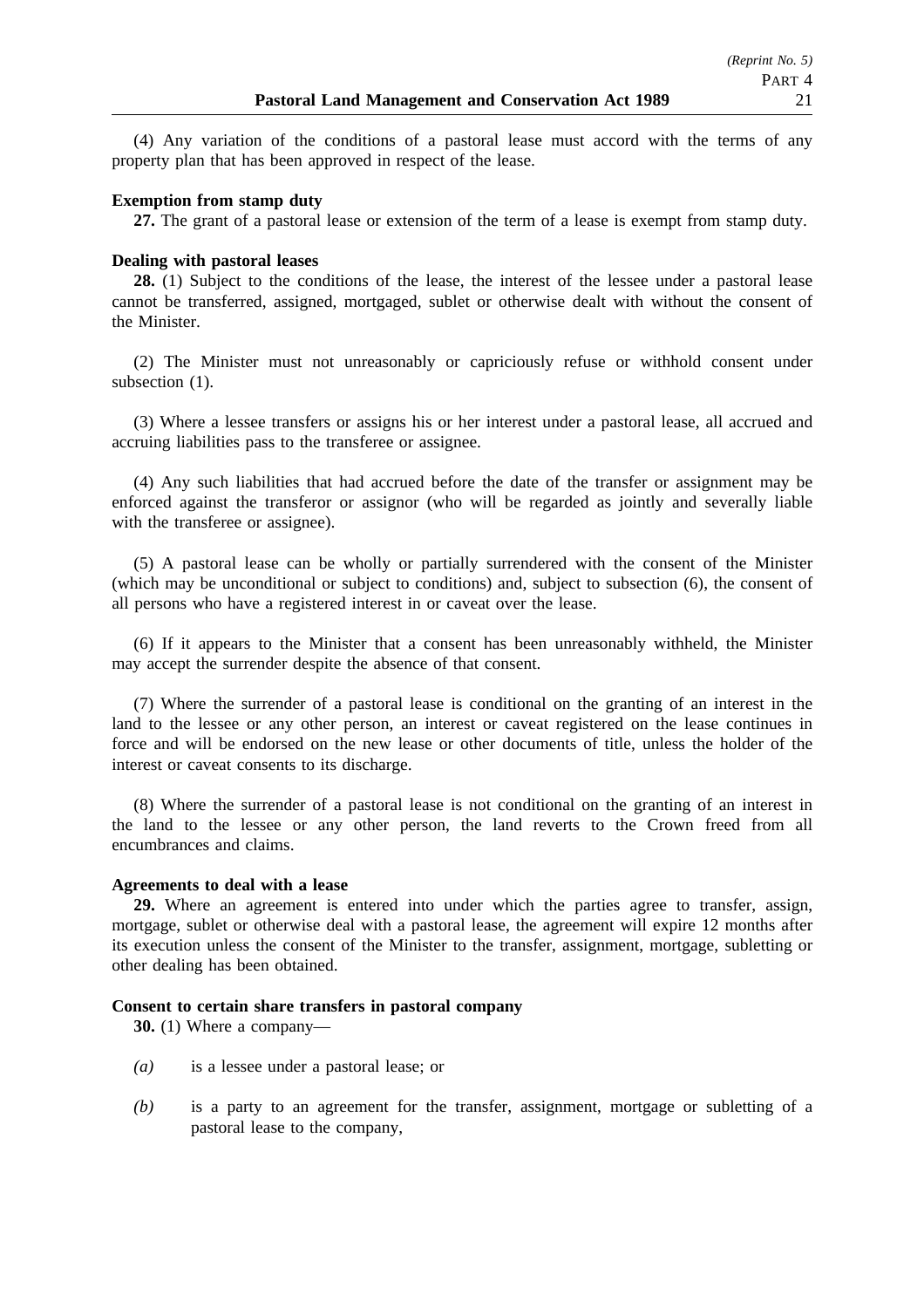(4) Any variation of the conditions of a pastoral lease must accord with the terms of any property plan that has been approved in respect of the lease.

**Exemption from stamp duty**

**27.** The grant of a pastoral lease or extension of the term of a lease is exempt from stamp duty.

**Dealing with pastoral leases**

**28.** (1) Subject to the conditions of the lease, the interest of the lessee under a pastoral lease cannot be transferred, assigned, mortgaged, sublet or otherwise dealt with without the consent of the Minister.

(2) The Minister must not unreasonably or capriciously refuse or withhold consent under subsection (1).

(3) Where a lessee transfers or assigns his or her interest under a pastoral lease, all accrued and accruing liabilities pass to the transferee or assignee.

(4) Any such liabilities that had accrued before the date of the transfer or assignment may be enforced against the transferor or assignor (who will be regarded as jointly and severally liable with the transferee or assignee).

(5) A pastoral lease can be wholly or partially surrendered with the consent of the Minister (which may be unconditional or subject to conditions) and, subject to subsection (6), the consent of all persons who have a registered interest in or caveat over the lease.

(6) If it appears to the Minister that a consent has been unreasonably withheld, the Minister may accept the surrender despite the absence of that consent.

(7) Where the surrender of a pastoral lease is conditional on the granting of an interest in the land to the lessee or any other person, an interest or caveat registered on the lease continues in force and will be endorsed on the new lease or other documents of title, unless the holder of the interest or caveat consents to its discharge.

(8) Where the surrender of a pastoral lease is not conditional on the granting of an interest in the land to the lessee or any other person, the land reverts to the Crown freed from all encumbrances and claims.

**Agreements to deal with a lease**

**29.** Where an agreement is entered into under which the parties agree to transfer, assign, mortgage, sublet or otherwise deal with a pastoral lease, the agreement will expire 12 months after its execution unless the consent of the Minister to the transfer, assignment, mortgage, subletting or other dealing has been obtained.

**Consent to certain share transfers in pastoral company**

**30.** (1) Where a company—

*(a)* is a lessee under a pastoral lease; or

*(b)* is a party to an agreement for the transfer, assignment, mortgage or subletting of a pastoral lease to the company,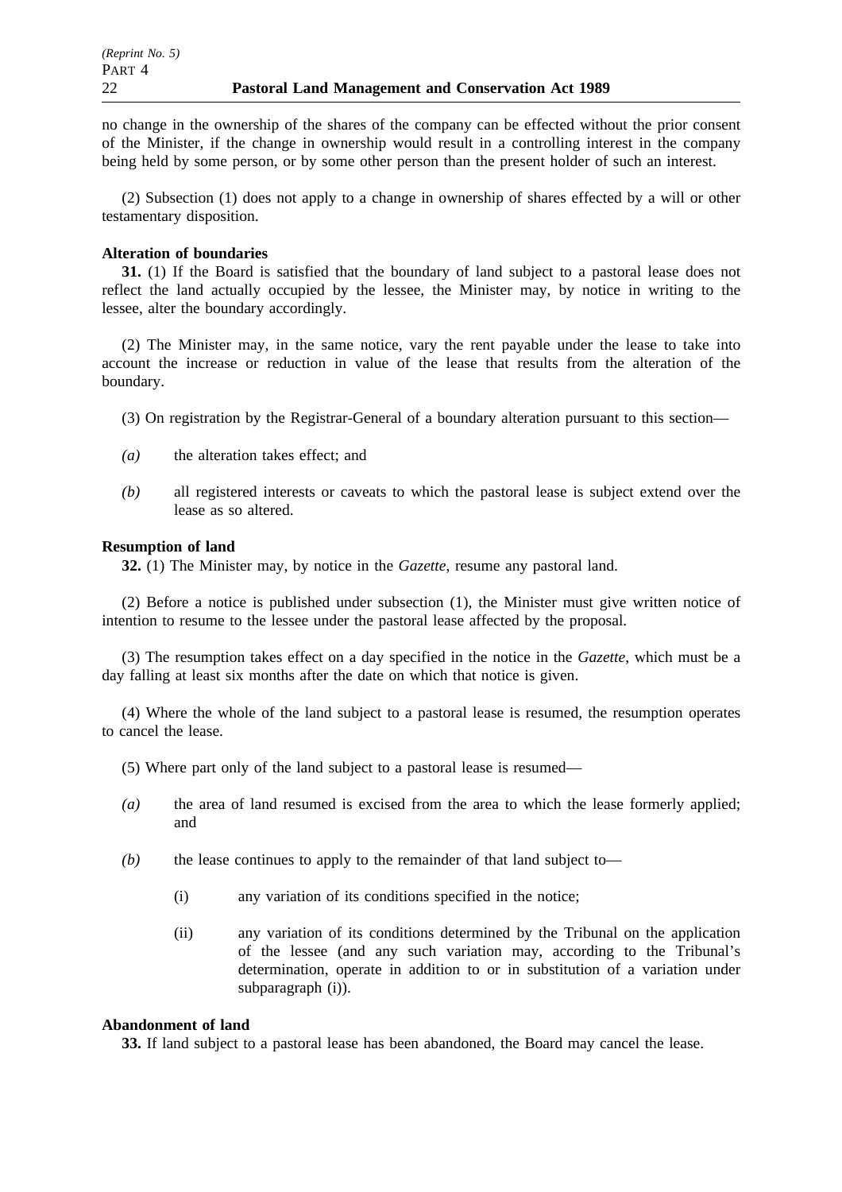no change in the ownership of the shares of the company can be effected without the prior consent of the Minister, if the change in ownership would result in a controlling interest in the company being held by some person, or by some other person than the present holder of such an interest.

(2) Subsection (1) does not apply to a change in ownership of shares effected by a will or other testamentary disposition.

**Alteration of boundaries**

**31.** (1) If the Board is satisfied that the boundary of land subject to a pastoral lease does not reflect the land actually occupied by the lessee, the Minister may, by notice in writing to the lessee, alter the boundary accordingly.

(2) The Minister may, in the same notice, vary the rent payable under the lease to take into account the increase or reduction in value of the lease that results from the alteration of the boundary.

(3) On registration by the Registrar-General of a boundary alteration pursuant to this section—

*(a)* the alteration takes effect; and

*(b)* all registered interests or caveats to which the pastoral lease is subject extend over the lease as so altered.

**Resumption of land**

**32.** (1) The Minister may, by notice in the *Gazette*, resume any pastoral land.

(2) Before a notice is published under subsection (1), the Minister must give written notice of intention to resume to the lessee under the pastoral lease affected by the proposal.

(3) The resumption takes effect on a day specified in the notice in the *Gazette*, which must be a day falling at least six months after the date on which that notice is given.

(4) Where the whole of the land subject to a pastoral lease is resumed, the resumption operates to cancel the lease.

(5) Where part only of the land subject to a pastoral lease is resumed—

*(a)* the area of land resumed is excised from the area to which the lease formerly applied; and

*(b)* the lease continues to apply to the remainder of that land subject to—

(i) any variation of its conditions specified in the notice;

(ii) any variation of its conditions determined by the Tribunal on the application of the lessee (and any such variation may, according to the Tribunal's determination, operate in addition to or in substitution of a variation under subparagraph (i)).

**Abandonment of land**

**33.** If land subject to a pastoral lease has been abandoned, the Board may cancel the lease.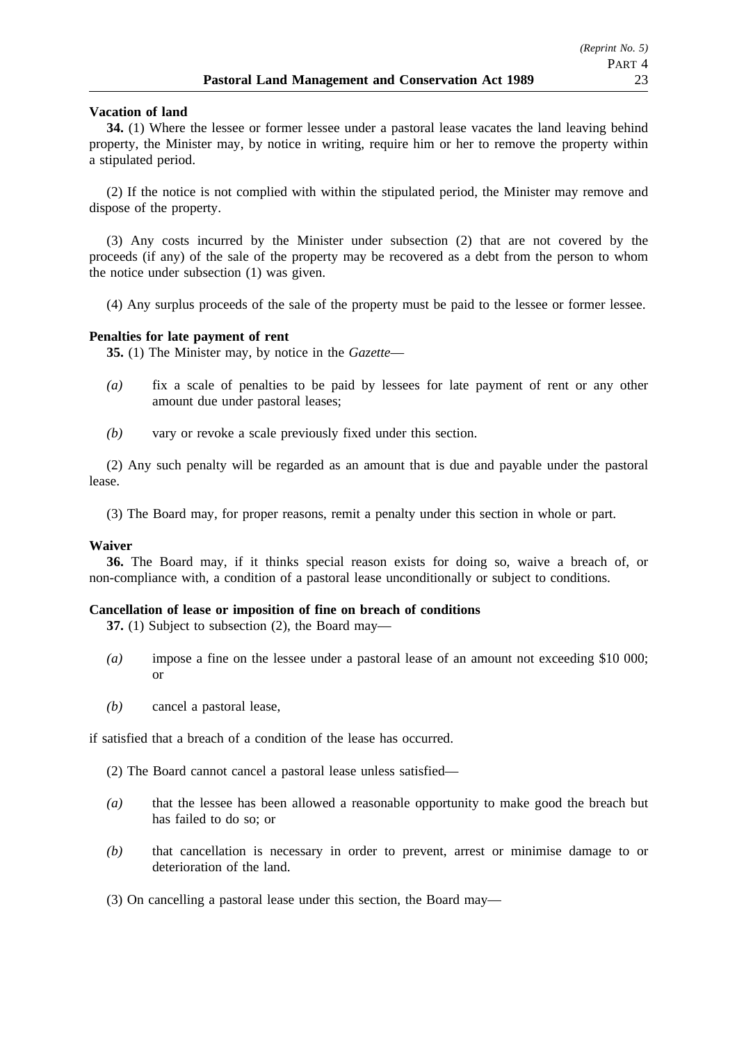**Vacation of land**

**34.** (1) Where the lessee or former lessee under a pastoral lease vacates the land leaving behind property, the Minister may, by notice in writing, require him or her to remove the property within a stipulated period.

(2) If the notice is not complied with within the stipulated period, the Minister may remove and dispose of the property.

(3) Any costs incurred by the Minister under subsection (2) that are not covered by the proceeds (if any) of the sale of the property may be recovered as a debt from the person to whom the notice under subsection (1) was given.

(4) Any surplus proceeds of the sale of the property must be paid to the lessee or former lessee.

**Penalties for late payment of rent**

**35.** (1) The Minister may, by notice in the *Gazette*—

*(a)* fix a scale of penalties to be paid by lessees for late payment of rent or any other amount due under pastoral leases;

*(b)* vary or revoke a scale previously fixed under this section.

(2) Any such penalty will be regarded as an amount that is due and payable under the pastoral lease.

(3) The Board may, for proper reasons, remit a penalty under this section in whole or part.

**Waiver**

**36.** The Board may, if it thinks special reason exists for doing so, waive a breach of, or non-compliance with, a condition of a pastoral lease unconditionally or subject to conditions.

**Cancellation of lease or imposition of fine on breach of conditions**

**37.** (1) Subject to subsection (2), the Board may—

*(a)* impose a fine on the lessee under a pastoral lease of an amount not exceeding $10 000; or

*(b)* cancel a pastoral lease,

if satisfied that a breach of a condition of the lease has occurred.

(2) The Board cannot cancel a pastoral lease unless satisfied—

*(a)* that the lessee has been allowed a reasonable opportunity to make good the breach but has failed to do so; or

*(b)* that cancellation is necessary in order to prevent, arrest or minimise damage to or deterioration of the land.

(3) On cancelling a pastoral lease under this section, the Board may—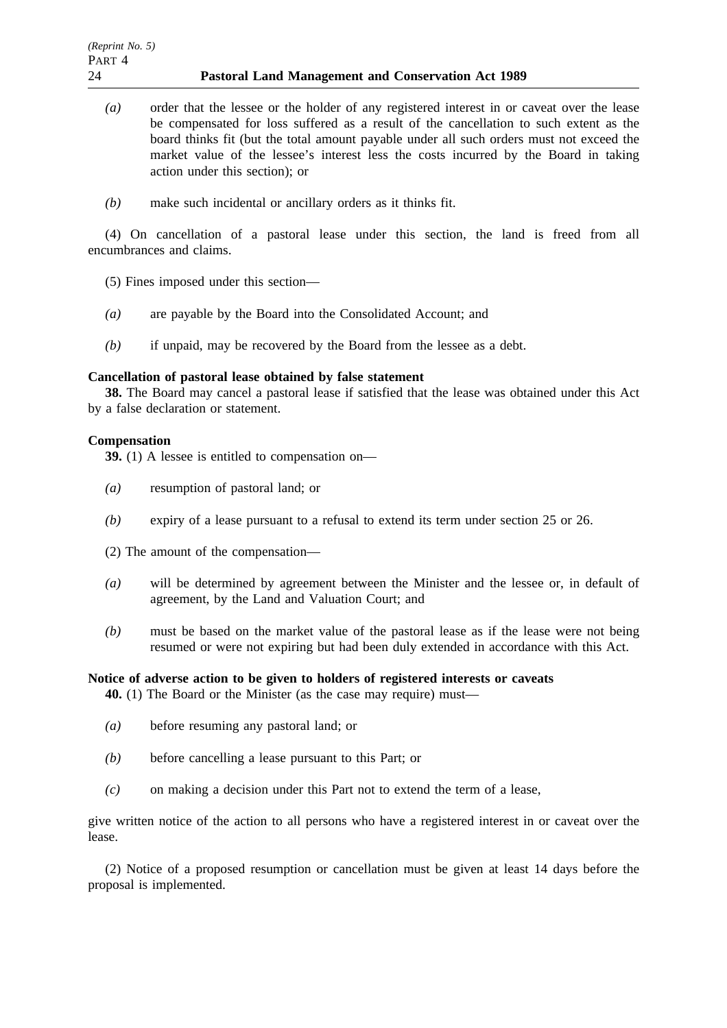*(a)* order that the lessee or the holder of any registered interest in or caveat over the lease be compensated for loss suffered as a result of the cancellation to such extent as the board thinks fit (but the total amount payable under all such orders must not exceed the market value of the lessee's interest less the costs incurred by the Board in taking action under this section); or

*(b)* make such incidental or ancillary orders as it thinks fit.

(4) On cancellation of a pastoral lease under this section, the land is freed from all encumbrances and claims.

(5) Fines imposed under this section—

*(a)* are payable by the Board into the Consolidated Account; and

*(b)* if unpaid, may be recovered by the Board from the lessee as a debt.

**Cancellation of pastoral lease obtained by false statement**

**38.** The Board may cancel a pastoral lease if satisfied that the lease was obtained under this Act by a false declaration or statement.

**Compensation**

**39.** (1) A lessee is entitled to compensation on—

*(a)* resumption of pastoral land; or

*(b)* expiry of a lease pursuant to a refusal to extend its term under section 25 or 26.

(2) The amount of the compensation—

*(a)* will be determined by agreement between the Minister and the lessee or, in default of agreement, by the Land and Valuation Court; and

*(b)* must be based on the market value of the pastoral lease as if the lease were not being resumed or were not expiring but had been duly extended in accordance with this Act.

**Notice of adverse action to be given to holders of registered interests or caveats**

**40.** (1) The Board or the Minister (as the case may require) must—

*(a)* before resuming any pastoral land; or

*(b)* before cancelling a lease pursuant to this Part; or

*(c)* on making a decision under this Part not to extend the term of a lease,

give written notice of the action to all persons who have a registered interest in or caveat over the lease.

(2) Notice of a proposed resumption or cancellation must be given at least 14 days before the proposal is implemented.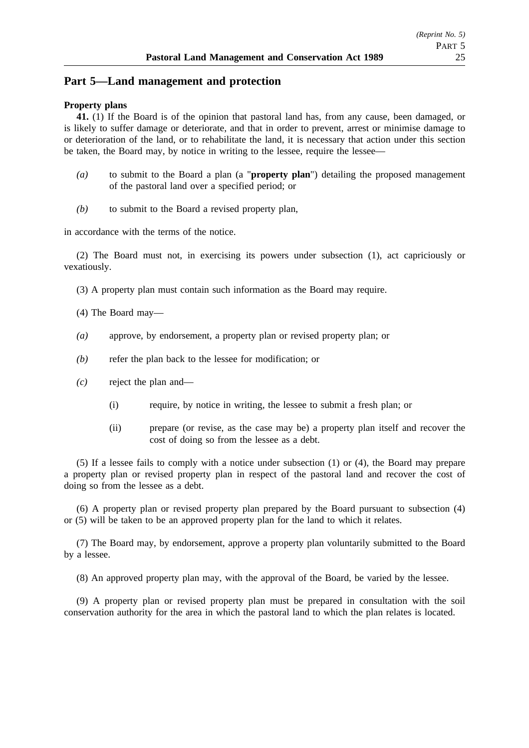## Part 5—Land management and protection

**Property plans**

**41.** (1) If the Board is of the opinion that pastoral land has, from any cause, been damaged, or is likely to suffer damage or deteriorate, and that in order to prevent, arrest or minimise damage to or deterioration of the land, or to rehabilitate the land, it is necessary that action under this section be taken, the Board may, by notice in writing to the lessee, require the lessee—

*(a)* to submit to the Board a plan (a "**property plan**") detailing the proposed management of the pastoral land over a specified period; or

*(b)* to submit to the Board a revised property plan,

in accordance with the terms of the notice.

(2) The Board must not, in exercising its powers under subsection (1), act capriciously or vexatiously.

(3) A property plan must contain such information as the Board may require.

(4) The Board may—

*(a)* approve, by endorsement, a property plan or revised property plan; or

*(b)* refer the plan back to the lessee for modification; or

*(c)* reject the plan and—

(i) require, by notice in writing, the lessee to submit a fresh plan; or

(ii) prepare (or revise, as the case may be) a property plan itself and recover the cost of doing so from the lessee as a debt.

(5) If a lessee fails to comply with a notice under subsection (1) or (4), the Board may prepare a property plan or revised property plan in respect of the pastoral land and recover the cost of doing so from the lessee as a debt.

(6) A property plan or revised property plan prepared by the Board pursuant to subsection (4) or (5) will be taken to be an approved property plan for the land to which it relates.

(7) The Board may, by endorsement, approve a property plan voluntarily submitted to the Board by a lessee.

(8) An approved property plan may, with the approval of the Board, be varied by the lessee.

(9) A property plan or revised property plan must be prepared in consultation with the soil conservation authority for the area in which the pastoral land to which the plan relates is located.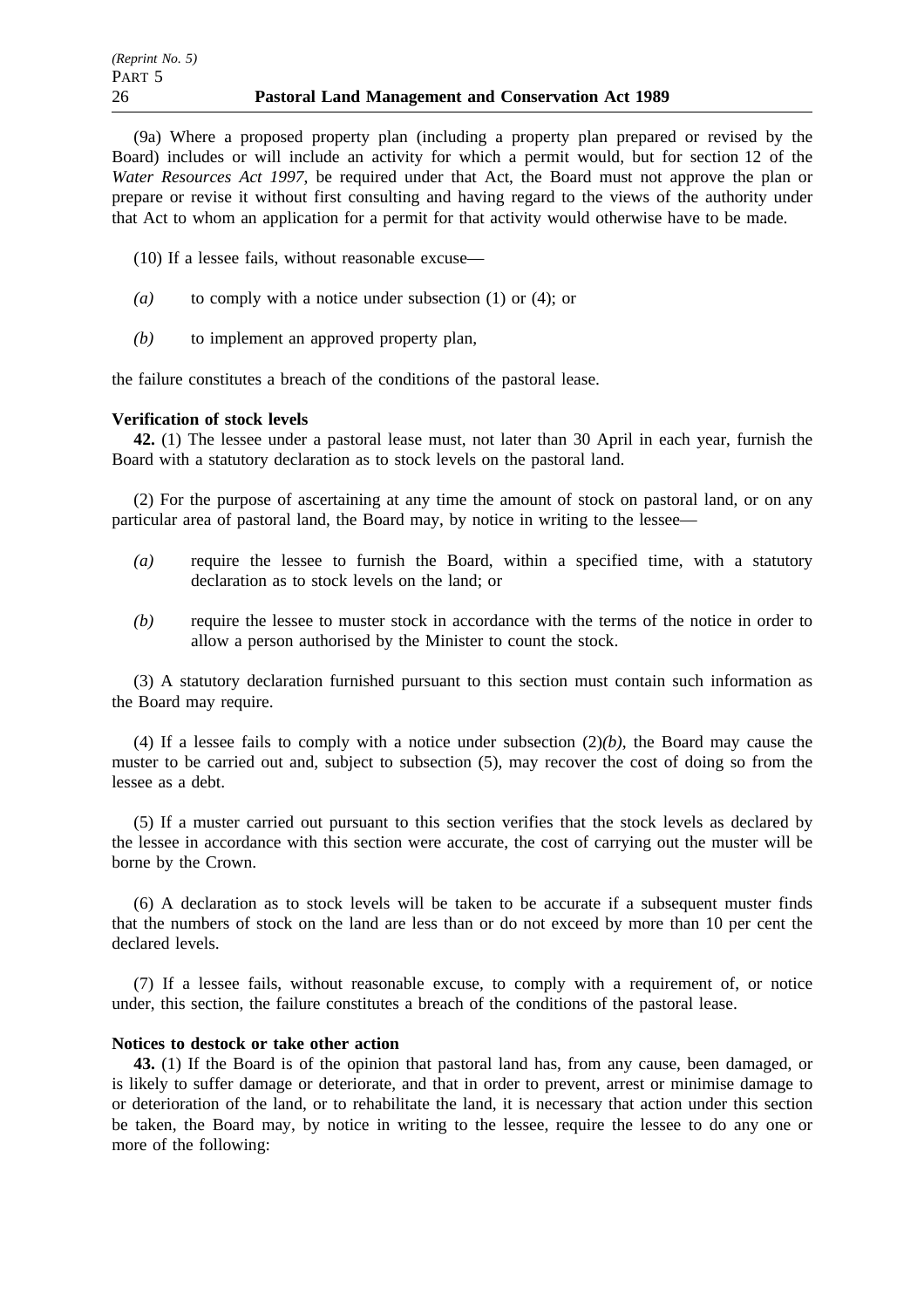(9a) Where a proposed property plan (including a property plan prepared or revised by the Board) includes or will include an activity for which a permit would, but for section 12 of the *Water Resources Act 1997*, be required under that Act, the Board must not approve the plan or prepare or revise it without first consulting and having regard to the views of the authority under that Act to whom an application for a permit for that activity would otherwise have to be made.

(10) If a lessee fails, without reasonable excuse—

*(a)* to comply with a notice under subsection (1) or (4); or

*(b)* to implement an approved property plan,

the failure constitutes a breach of the conditions of the pastoral lease.

**Verification of stock levels**

**42.** (1) The lessee under a pastoral lease must, not later than 30 April in each year, furnish the Board with a statutory declaration as to stock levels on the pastoral land.

(2) For the purpose of ascertaining at any time the amount of stock on pastoral land, or on any particular area of pastoral land, the Board may, by notice in writing to the lessee—

*(a)* require the lessee to furnish the Board, within a specified time, with a statutory declaration as to stock levels on the land; or

*(b)* require the lessee to muster stock in accordance with the terms of the notice in order to allow a person authorised by the Minister to count the stock.

(3) A statutory declaration furnished pursuant to this section must contain such information as the Board may require.

(4) If a lessee fails to comply with a notice under subsection (2)*(b)*, the Board may cause the muster to be carried out and, subject to subsection (5), may recover the cost of doing so from the lessee as a debt.

(5) If a muster carried out pursuant to this section verifies that the stock levels as declared by the lessee in accordance with this section were accurate, the cost of carrying out the muster will be borne by the Crown.

(6) A declaration as to stock levels will be taken to be accurate if a subsequent muster finds that the numbers of stock on the land are less than or do not exceed by more than 10 per cent the declared levels.

(7) If a lessee fails, without reasonable excuse, to comply with a requirement of, or notice under, this section, the failure constitutes a breach of the conditions of the pastoral lease.

**Notices to destock or take other action**

**43.** (1) If the Board is of the opinion that pastoral land has, from any cause, been damaged, or is likely to suffer damage or deteriorate, and that in order to prevent, arrest or minimise damage to or deterioration of the land, or to rehabilitate the land, it is necessary that action under this section be taken, the Board may, by notice in writing to the lessee, require the lessee to do any one or more of the following: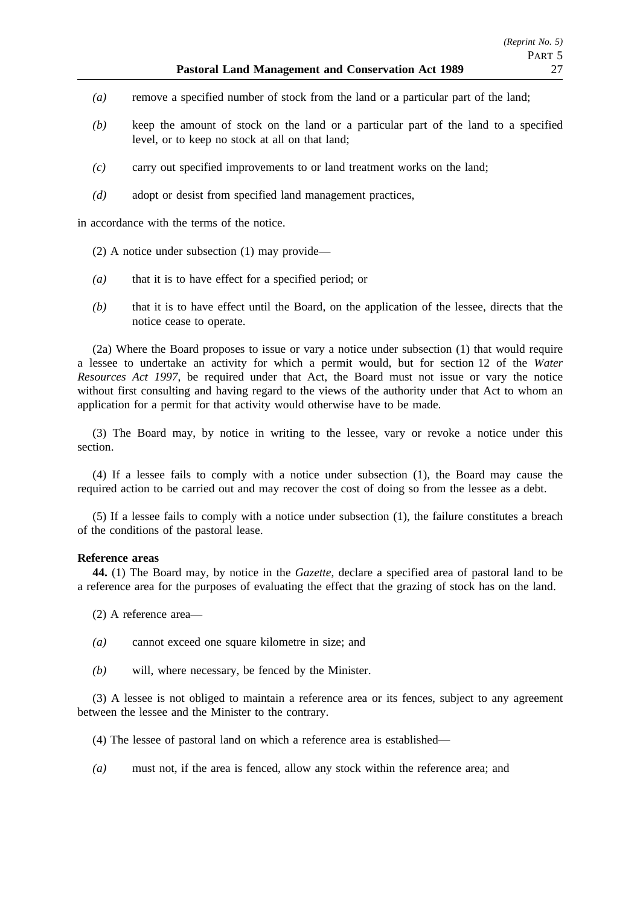*(a)* remove a specified number of stock from the land or a particular part of the land;

*(b)* keep the amount of stock on the land or a particular part of the land to a specified level, or to keep no stock at all on that land;

*(c)* carry out specified improvements to or land treatment works on the land;

*(d)* adopt or desist from specified land management practices,

in accordance with the terms of the notice.

(2) A notice under subsection (1) may provide—

*(a)* that it is to have effect for a specified period; or

*(b)* that it is to have effect until the Board, on the application of the lessee, directs that the notice cease to operate.

(2a) Where the Board proposes to issue or vary a notice under subsection (1) that would require a lessee to undertake an activity for which a permit would, but for section 12 of the *Water Resources Act 1997*, be required under that Act, the Board must not issue or vary the notice without first consulting and having regard to the views of the authority under that Act to whom an application for a permit for that activity would otherwise have to be made.

(3) The Board may, by notice in writing to the lessee, vary or revoke a notice under this section.

(4) If a lessee fails to comply with a notice under subsection (1), the Board may cause the required action to be carried out and may recover the cost of doing so from the lessee as a debt.

(5) If a lessee fails to comply with a notice under subsection (1), the failure constitutes a breach of the conditions of the pastoral lease.

**Reference areas**

**44.** (1) The Board may, by notice in the *Gazette*, declare a specified area of pastoral land to be a reference area for the purposes of evaluating the effect that the grazing of stock has on the land.

(2) A reference area—

*(a)* cannot exceed one square kilometre in size; and

*(b)* will, where necessary, be fenced by the Minister.

(3) A lessee is not obliged to maintain a reference area or its fences, subject to any agreement between the lessee and the Minister to the contrary.

(4) The lessee of pastoral land on which a reference area is established—

*(a)* must not, if the area is fenced, allow any stock within the reference area; and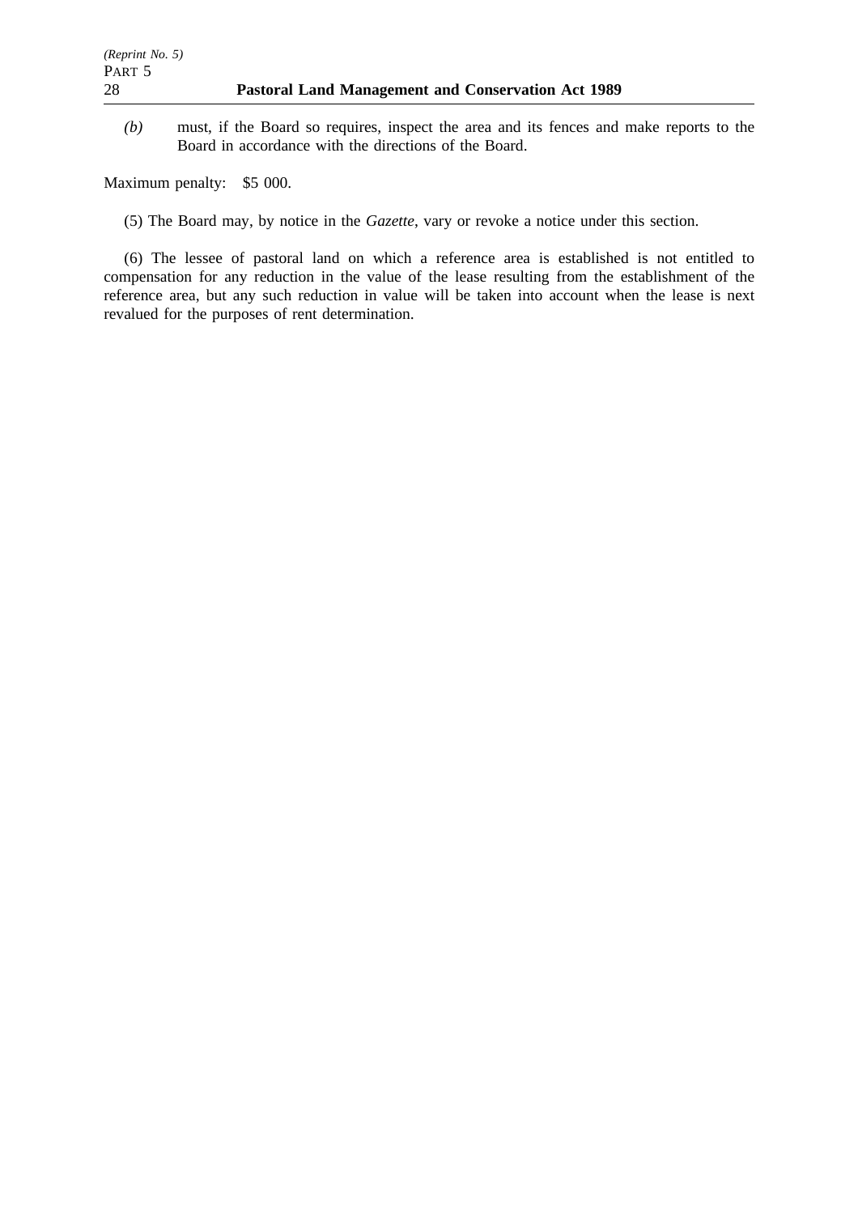*(b)* must, if the Board so requires, inspect the area and its fences and make reports to the Board in accordance with the directions of the Board.

Maximum penalty: $5 000.

(5) The Board may, by notice in the *Gazette*, vary or revoke a notice under this section.

(6) The lessee of pastoral land on which a reference area is established is not entitled to compensation for any reduction in the value of the lease resulting from the establishment of the reference area, but any such reduction in value will be taken into account when the lease is next revalued for the purposes of rent determination.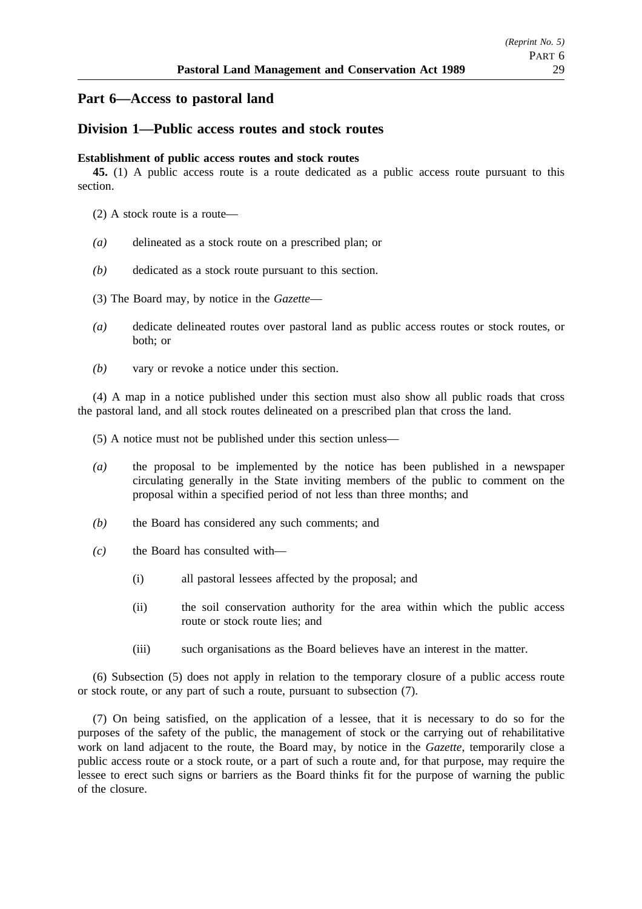## Part 6—Access to pastoral land

## Division 1—Public access routes and stock routes

**Establishment of public access routes and stock routes**

**45.** (1) A public access route is a route dedicated as a public access route pursuant to this section.

(2) A stock route is a route—

*(a)* delineated as a stock route on a prescribed plan; or

*(b)* dedicated as a stock route pursuant to this section.

(3) The Board may, by notice in the *Gazette*—

*(a)* dedicate delineated routes over pastoral land as public access routes or stock routes, or both; or

*(b)* vary or revoke a notice under this section.

(4) A map in a notice published under this section must also show all public roads that cross the pastoral land, and all stock routes delineated on a prescribed plan that cross the land.

(5) A notice must not be published under this section unless—

*(a)* the proposal to be implemented by the notice has been published in a newspaper circulating generally in the State inviting members of the public to comment on the proposal within a specified period of not less than three months; and

*(b)* the Board has considered any such comments; and

*(c)* the Board has consulted with—

(i) all pastoral lessees affected by the proposal; and

(ii) the soil conservation authority for the area within which the public access route or stock route lies; and

(iii) such organisations as the Board believes have an interest in the matter.

(6) Subsection (5) does not apply in relation to the temporary closure of a public access route or stock route, or any part of such a route, pursuant to subsection (7).

(7) On being satisfied, on the application of a lessee, that it is necessary to do so for the purposes of the safety of the public, the management of stock or the carrying out of rehabilitative work on land adjacent to the route, the Board may, by notice in the *Gazette*, temporarily close a public access route or a stock route, or a part of such a route and, for that purpose, may require the lessee to erect such signs or barriers as the Board thinks fit for the purpose of warning the public of the closure.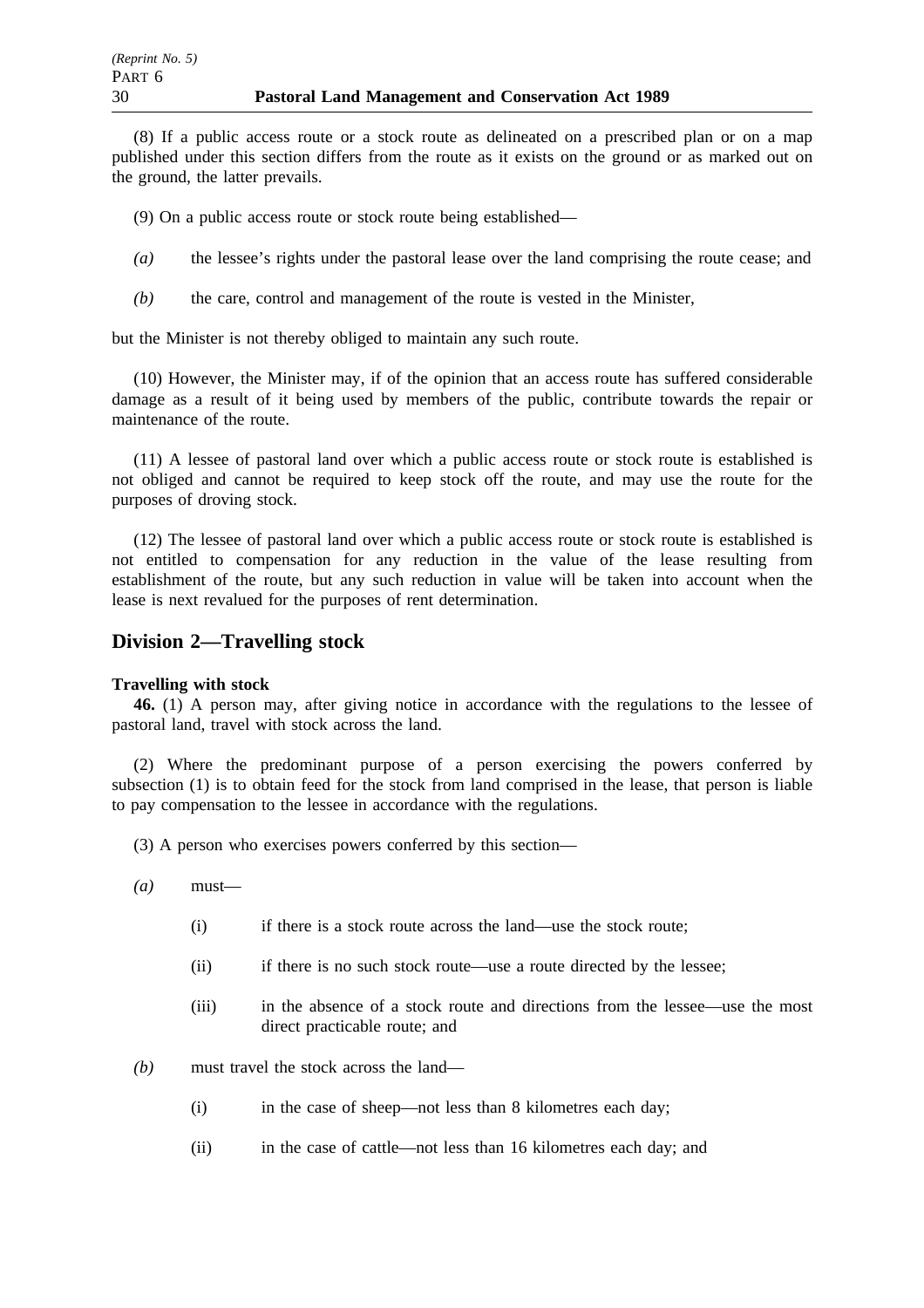(8) If a public access route or a stock route as delineated on a prescribed plan or on a map published under this section differs from the route as it exists on the ground or as marked out on the ground, the latter prevails.

(9) On a public access route or stock route being established—

*(a)* the lessee's rights under the pastoral lease over the land comprising the route cease; and

*(b)* the care, control and management of the route is vested in the Minister,

but the Minister is not thereby obliged to maintain any such route.

(10) However, the Minister may, if of the opinion that an access route has suffered considerable damage as a result of it being used by members of the public, contribute towards the repair or maintenance of the route.

(11) A lessee of pastoral land over which a public access route or stock route is established is not obliged and cannot be required to keep stock off the route, and may use the route for the purposes of droving stock.

(12) The lessee of pastoral land over which a public access route or stock route is established is not entitled to compensation for any reduction in the value of the lease resulting from establishment of the route, but any such reduction in value will be taken into account when the lease is next revalued for the purposes of rent determination.

## Division 2—Travelling stock

**Travelling with stock**

**46.** (1) A person may, after giving notice in accordance with the regulations to the lessee of pastoral land, travel with stock across the land.

(2) Where the predominant purpose of a person exercising the powers conferred by subsection (1) is to obtain feed for the stock from land comprised in the lease, that person is liable to pay compensation to the lessee in accordance with the regulations.

(3) A person who exercises powers conferred by this section—

*(a)* must—

(i) if there is a stock route across the land—use the stock route;

(ii) if there is no such stock route—use a route directed by the lessee;

(iii) in the absence of a stock route and directions from the lessee—use the most direct practicable route; and

*(b)* must travel the stock across the land—

(i) in the case of sheep—not less than 8 kilometres each day;

(ii) in the case of cattle—not less than 16 kilometres each day; and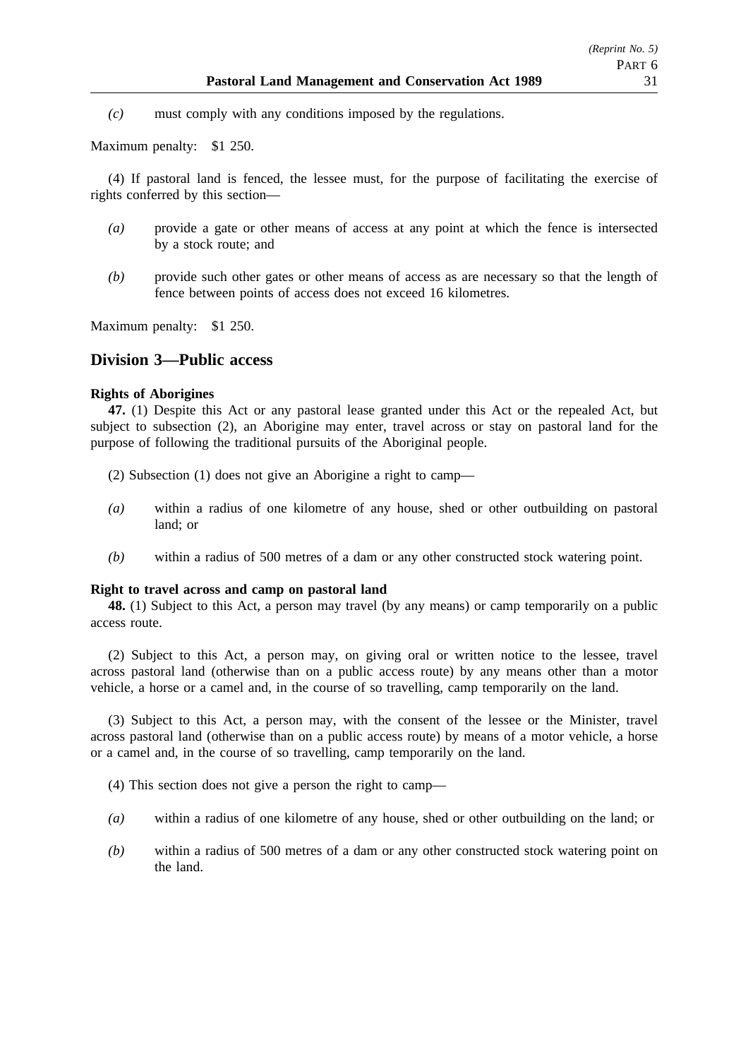*(c)* must comply with any conditions imposed by the regulations.

Maximum penalty: $1 250.

(4) If pastoral land is fenced, the lessee must, for the purpose of facilitating the exercise of rights conferred by this section—

*(a)* provide a gate or other means of access at any point at which the fence is intersected by a stock route; and

*(b)* provide such other gates or other means of access as are necessary so that the length of fence between points of access does not exceed 16 kilometres.

Maximum penalty: $1 250.

## Division 3—Public access

**Rights of Aborigines**

**47.** (1) Despite this Act or any pastoral lease granted under this Act or the repealed Act, but subject to subsection (2), an Aborigine may enter, travel across or stay on pastoral land for the purpose of following the traditional pursuits of the Aboriginal people.

(2) Subsection (1) does not give an Aborigine a right to camp—

*(a)* within a radius of one kilometre of any house, shed or other outbuilding on pastoral land; or

*(b)* within a radius of 500 metres of a dam or any other constructed stock watering point.

**Right to travel across and camp on pastoral land**

**48.** (1) Subject to this Act, a person may travel (by any means) or camp temporarily on a public access route.

(2) Subject to this Act, a person may, on giving oral or written notice to the lessee, travel across pastoral land (otherwise than on a public access route) by any means other than a motor vehicle, a horse or a camel and, in the course of so travelling, camp temporarily on the land.

(3) Subject to this Act, a person may, with the consent of the lessee or the Minister, travel across pastoral land (otherwise than on a public access route) by means of a motor vehicle, a horse or a camel and, in the course of so travelling, camp temporarily on the land.

(4) This section does not give a person the right to camp—

*(a)* within a radius of one kilometre of any house, shed or other outbuilding on the land; or

*(b)* within a radius of 500 metres of a dam or any other constructed stock watering point on the land.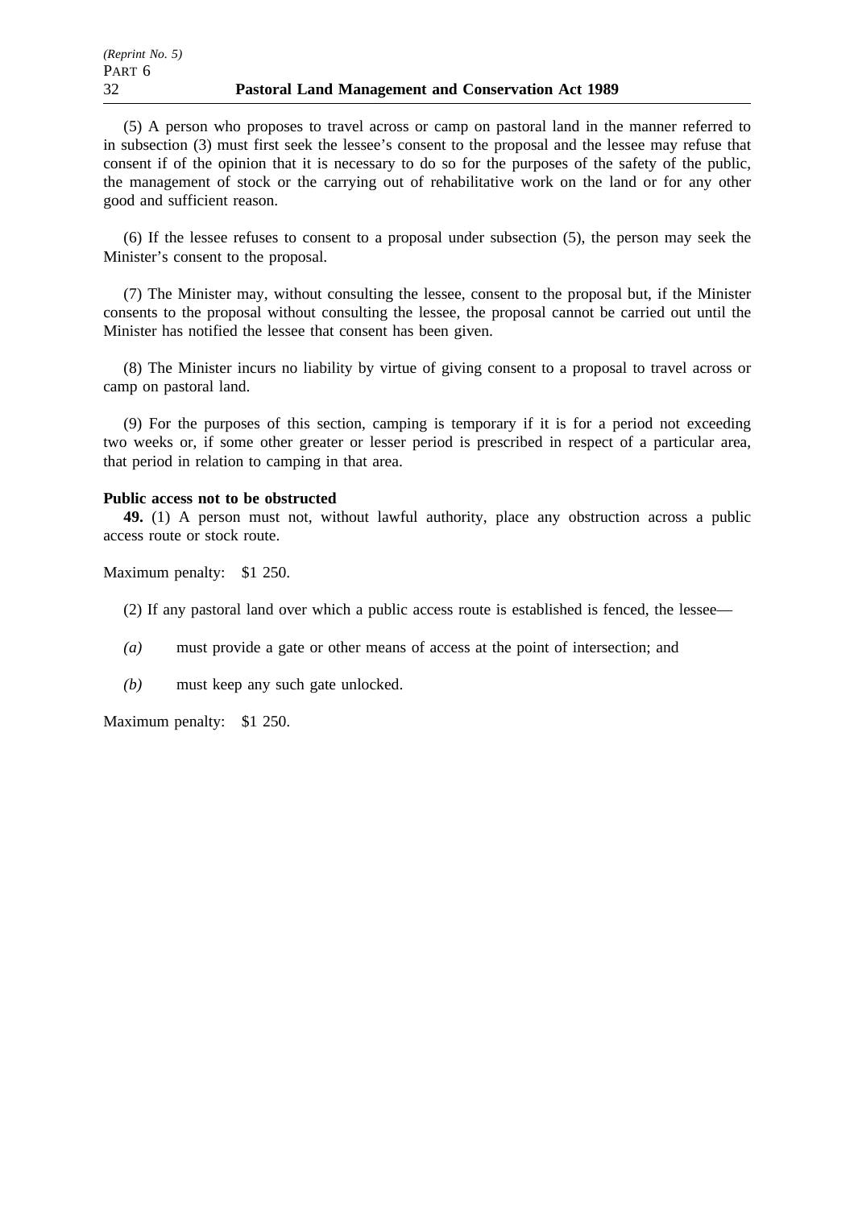(5) A person who proposes to travel across or camp on pastoral land in the manner referred to in subsection (3) must first seek the lessee's consent to the proposal and the lessee may refuse that consent if of the opinion that it is necessary to do so for the purposes of the safety of the public, the management of stock or the carrying out of rehabilitative work on the land or for any other good and sufficient reason.

(6) If the lessee refuses to consent to a proposal under subsection (5), the person may seek the Minister's consent to the proposal.

(7) The Minister may, without consulting the lessee, consent to the proposal but, if the Minister consents to the proposal without consulting the lessee, the proposal cannot be carried out until the Minister has notified the lessee that consent has been given.

(8) The Minister incurs no liability by virtue of giving consent to a proposal to travel across or camp on pastoral land.

(9) For the purposes of this section, camping is temporary if it is for a period not exceeding two weeks or, if some other greater or lesser period is prescribed in respect of a particular area, that period in relation to camping in that area.

**Public access not to be obstructed**

**49.** (1) A person must not, without lawful authority, place any obstruction across a public access route or stock route.

Maximum penalty: $1 250.

(2) If any pastoral land over which a public access route is established is fenced, the lessee—

*(a)* must provide a gate or other means of access at the point of intersection; and

*(b)* must keep any such gate unlocked.

Maximum penalty: $1 250.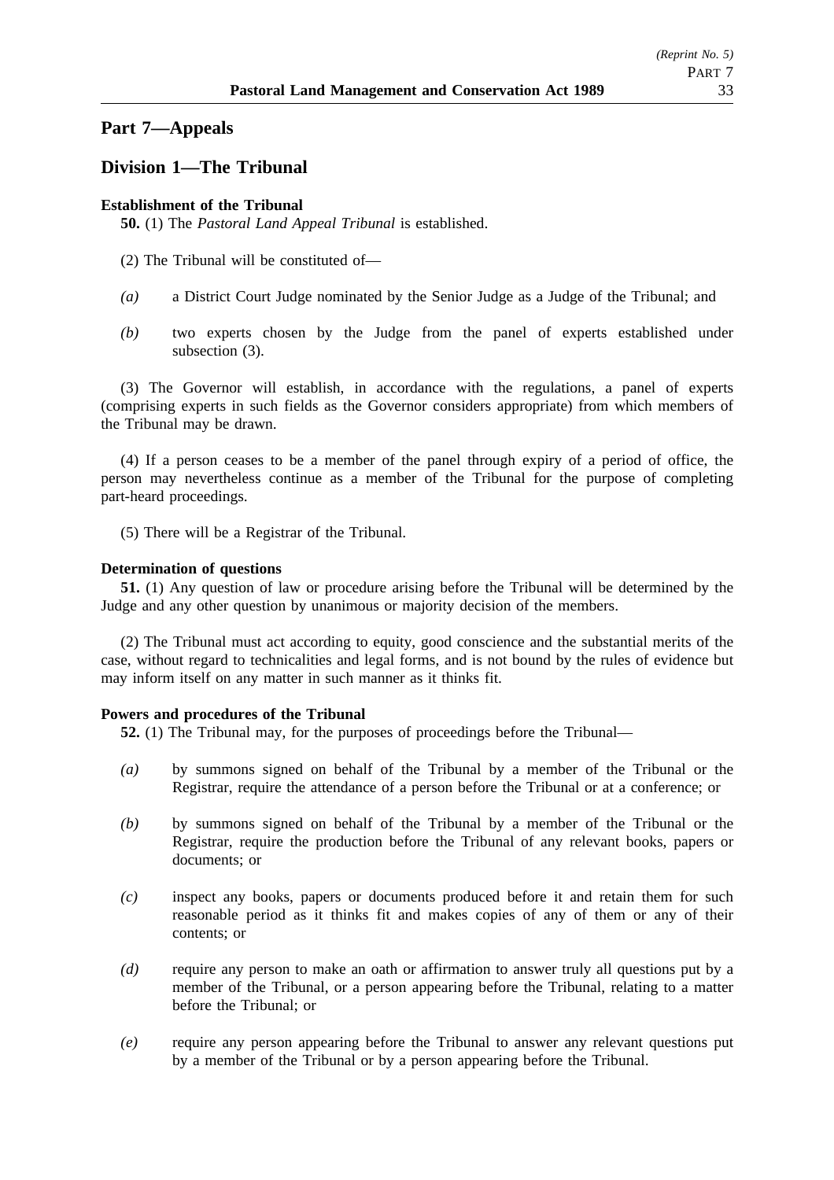## Part 7—Appeals

## Division 1—The Tribunal

**Establishment of the Tribunal**

**50.** (1) The *Pastoral Land Appeal Tribunal* is established.

(2) The Tribunal will be constituted of—

*(a)* a District Court Judge nominated by the Senior Judge as a Judge of the Tribunal; and

*(b)* two experts chosen by the Judge from the panel of experts established under subsection (3).

(3) The Governor will establish, in accordance with the regulations, a panel of experts (comprising experts in such fields as the Governor considers appropriate) from which members of the Tribunal may be drawn.

(4) If a person ceases to be a member of the panel through expiry of a period of office, the person may nevertheless continue as a member of the Tribunal for the purpose of completing part-heard proceedings.

(5) There will be a Registrar of the Tribunal.

**Determination of questions**

**51.** (1) Any question of law or procedure arising before the Tribunal will be determined by the Judge and any other question by unanimous or majority decision of the members.

(2) The Tribunal must act according to equity, good conscience and the substantial merits of the case, without regard to technicalities and legal forms, and is not bound by the rules of evidence but may inform itself on any matter in such manner as it thinks fit.

**Powers and procedures of the Tribunal**

**52.** (1) The Tribunal may, for the purposes of proceedings before the Tribunal—

*(a)* by summons signed on behalf of the Tribunal by a member of the Tribunal or the Registrar, require the attendance of a person before the Tribunal or at a conference; or

*(b)* by summons signed on behalf of the Tribunal by a member of the Tribunal or the Registrar, require the production before the Tribunal of any relevant books, papers or documents; or

*(c)* inspect any books, papers or documents produced before it and retain them for such reasonable period as it thinks fit and makes copies of any of them or any of their contents; or

*(d)* require any person to make an oath or affirmation to answer truly all questions put by a member of the Tribunal, or a person appearing before the Tribunal, relating to a matter before the Tribunal; or

*(e)* require any person appearing before the Tribunal to answer any relevant questions put by a member of the Tribunal or by a person appearing before the Tribunal.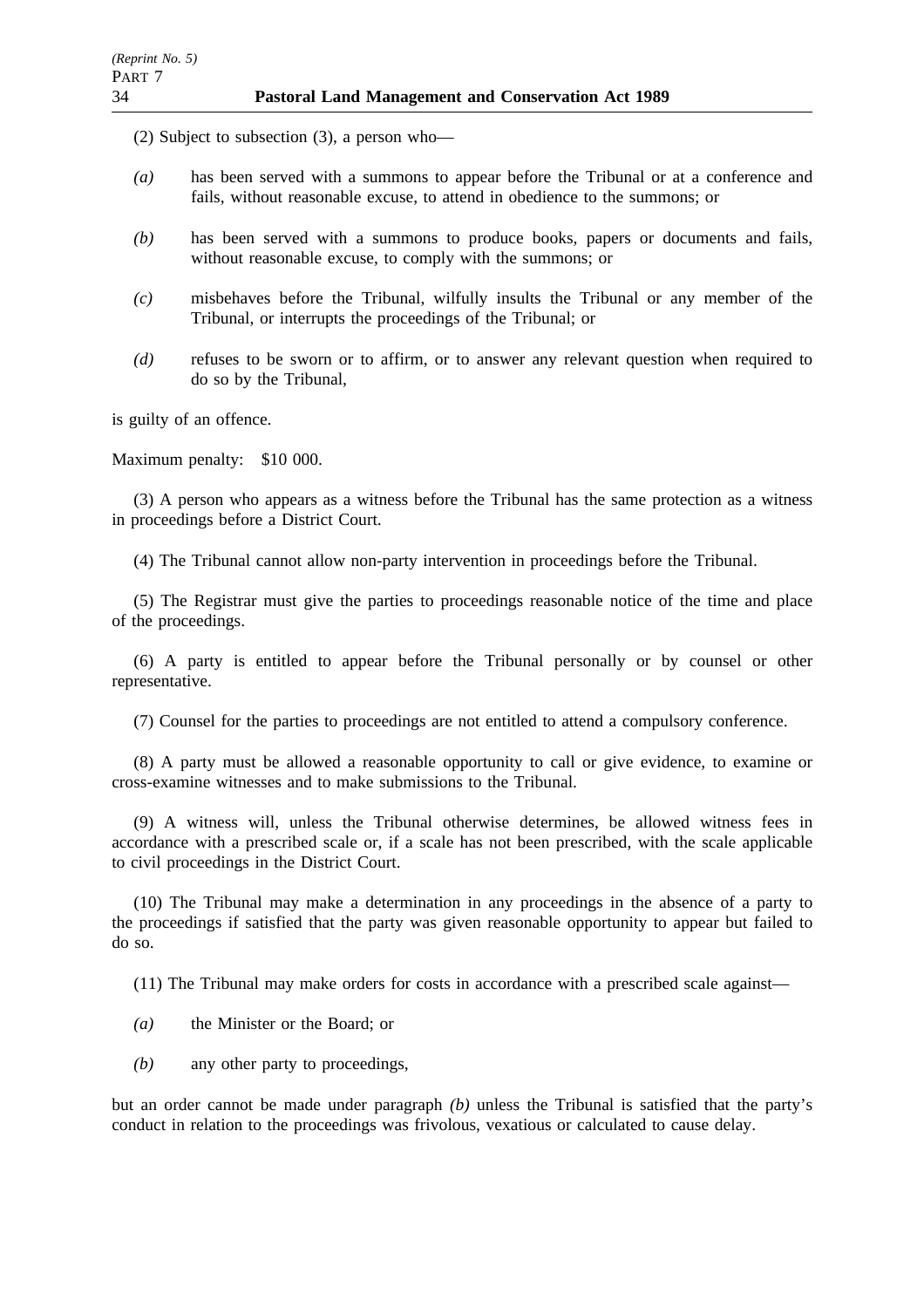(2) Subject to subsection (3), a person who—

*(a)* has been served with a summons to appear before the Tribunal or at a conference and fails, without reasonable excuse, to attend in obedience to the summons; or

*(b)* has been served with a summons to produce books, papers or documents and fails, without reasonable excuse, to comply with the summons; or

*(c)* misbehaves before the Tribunal, wilfully insults the Tribunal or any member of the Tribunal, or interrupts the proceedings of the Tribunal; or

*(d)* refuses to be sworn or to affirm, or to answer any relevant question when required to do so by the Tribunal,

is guilty of an offence.

Maximum penalty: $10 000.

(3) A person who appears as a witness before the Tribunal has the same protection as a witness in proceedings before a District Court.

(4) The Tribunal cannot allow non-party intervention in proceedings before the Tribunal.

(5) The Registrar must give the parties to proceedings reasonable notice of the time and place of the proceedings.

(6) A party is entitled to appear before the Tribunal personally or by counsel or other representative.

(7) Counsel for the parties to proceedings are not entitled to attend a compulsory conference.

(8) A party must be allowed a reasonable opportunity to call or give evidence, to examine or cross-examine witnesses and to make submissions to the Tribunal.

(9) A witness will, unless the Tribunal otherwise determines, be allowed witness fees in accordance with a prescribed scale or, if a scale has not been prescribed, with the scale applicable to civil proceedings in the District Court.

(10) The Tribunal may make a determination in any proceedings in the absence of a party to the proceedings if satisfied that the party was given reasonable opportunity to appear but failed to do so.

(11) The Tribunal may make orders for costs in accordance with a prescribed scale against—

*(a)* the Minister or the Board; or

*(b)* any other party to proceedings,

but an order cannot be made under paragraph *(b)* unless the Tribunal is satisfied that the party's conduct in relation to the proceedings was frivolous, vexatious or calculated to cause delay.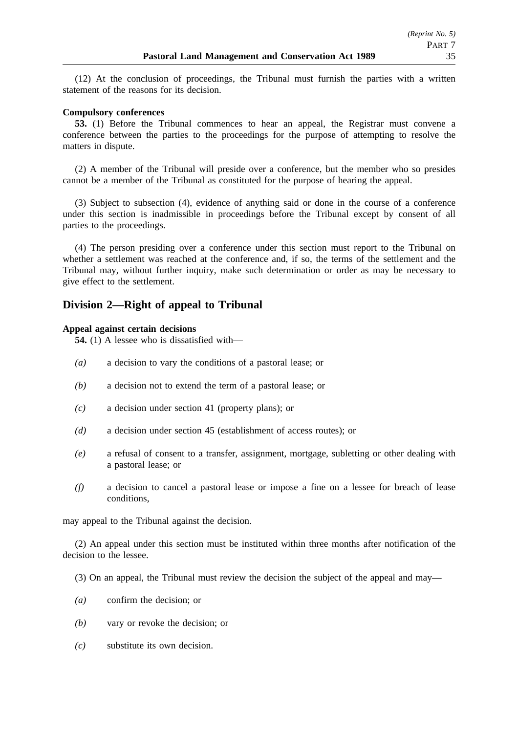(12) At the conclusion of proceedings, the Tribunal must furnish the parties with a written statement of the reasons for its decision.

**Compulsory conferences**

**53.** (1) Before the Tribunal commences to hear an appeal, the Registrar must convene a conference between the parties to the proceedings for the purpose of attempting to resolve the matters in dispute.

(2) A member of the Tribunal will preside over a conference, but the member who so presides cannot be a member of the Tribunal as constituted for the purpose of hearing the appeal.

(3) Subject to subsection (4), evidence of anything said or done in the course of a conference under this section is inadmissible in proceedings before the Tribunal except by consent of all parties to the proceedings.

(4) The person presiding over a conference under this section must report to the Tribunal on whether a settlement was reached at the conference and, if so, the terms of the settlement and the Tribunal may, without further inquiry, make such determination or order as may be necessary to give effect to the settlement.

## Division 2—Right of appeal to Tribunal

**Appeal against certain decisions**

**54.** (1) A lessee who is dissatisfied with—

*(a)* a decision to vary the conditions of a pastoral lease; or

*(b)* a decision not to extend the term of a pastoral lease; or

*(c)* a decision under section 41 (property plans); or

*(d)* a decision under section 45 (establishment of access routes); or

*(e)* a refusal of consent to a transfer, assignment, mortgage, subletting or other dealing with a pastoral lease; or

*(f)* a decision to cancel a pastoral lease or impose a fine on a lessee for breach of lease conditions,

may appeal to the Tribunal against the decision.

(2) An appeal under this section must be instituted within three months after notification of the decision to the lessee.

(3) On an appeal, the Tribunal must review the decision the subject of the appeal and may—

*(a)* confirm the decision; or

*(b)* vary or revoke the decision; or

*(c)* substitute its own decision.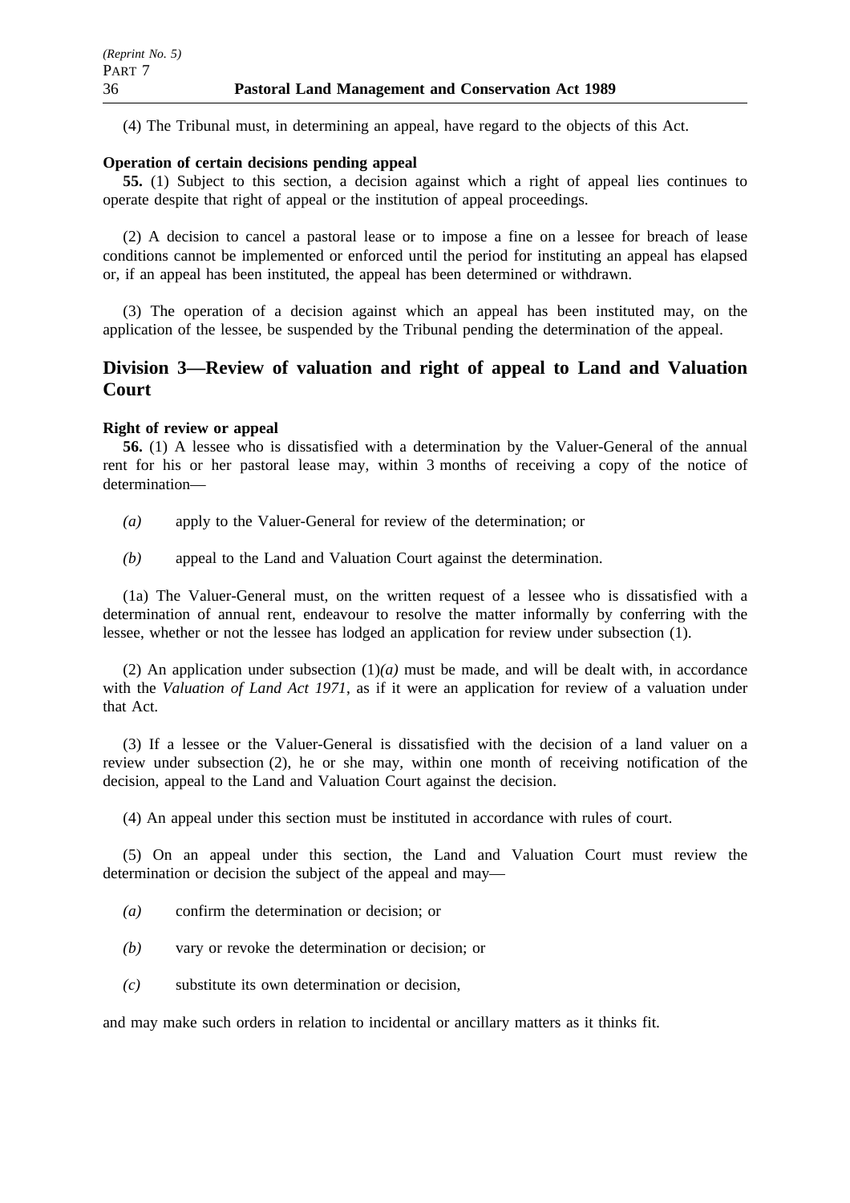(4) The Tribunal must, in determining an appeal, have regard to the objects of this Act.

**Operation of certain decisions pending appeal**

**55.** (1) Subject to this section, a decision against which a right of appeal lies continues to operate despite that right of appeal or the institution of appeal proceedings.

(2) A decision to cancel a pastoral lease or to impose a fine on a lessee for breach of lease conditions cannot be implemented or enforced until the period for instituting an appeal has elapsed or, if an appeal has been instituted, the appeal has been determined or withdrawn.

(3) The operation of a decision against which an appeal has been instituted may, on the application of the lessee, be suspended by the Tribunal pending the determination of the appeal.

## Division 3—Review of valuation and right of appeal to Land and Valuation Court

**Right of review or appeal**

**56.** (1) A lessee who is dissatisfied with a determination by the Valuer-General of the annual rent for his or her pastoral lease may, within 3 months of receiving a copy of the notice of determination—

*(a)* apply to the Valuer-General for review of the determination; or

*(b)* appeal to the Land and Valuation Court against the determination.

(1a) The Valuer-General must, on the written request of a lessee who is dissatisfied with a determination of annual rent, endeavour to resolve the matter informally by conferring with the lessee, whether or not the lessee has lodged an application for review under subsection (1).

(2) An application under subsection (1)*(a)* must be made, and will be dealt with, in accordance with the *Valuation of Land Act 1971*, as if it were an application for review of a valuation under that Act.

(3) If a lessee or the Valuer-General is dissatisfied with the decision of a land valuer on a review under subsection (2), he or she may, within one month of receiving notification of the decision, appeal to the Land and Valuation Court against the decision.

(4) An appeal under this section must be instituted in accordance with rules of court.

(5) On an appeal under this section, the Land and Valuation Court must review the determination or decision the subject of the appeal and may—

*(a)* confirm the determination or decision; or

*(b)* vary or revoke the determination or decision; or

*(c)* substitute its own determination or decision,

and may make such orders in relation to incidental or ancillary matters as it thinks fit.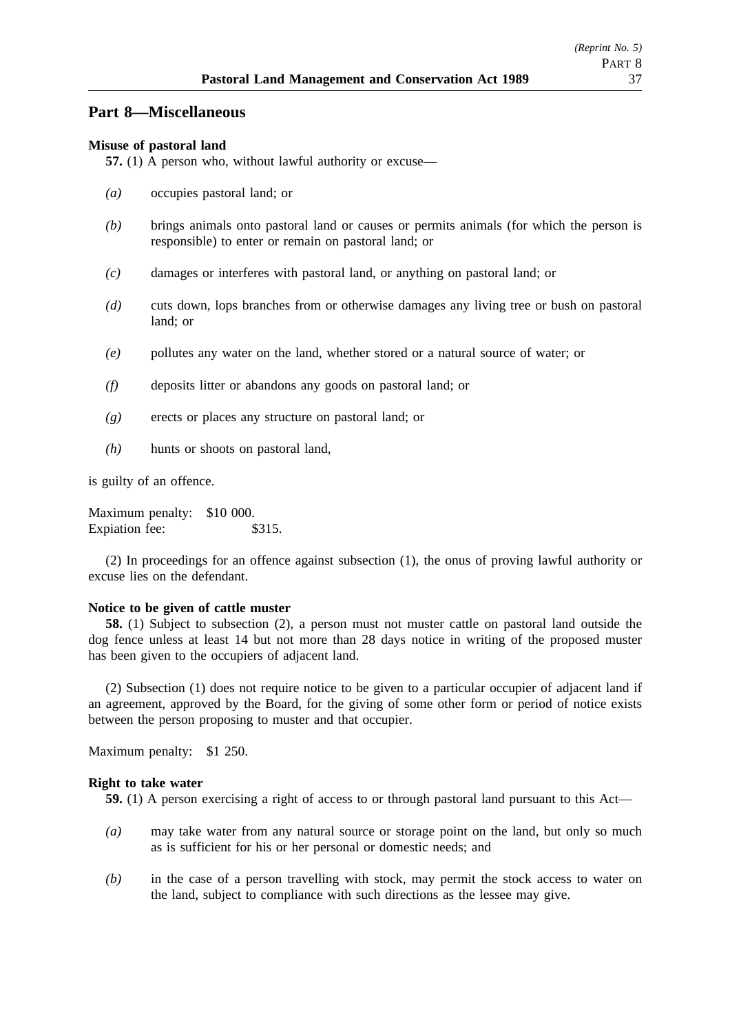## Part 8—Miscellaneous

**Misuse of pastoral land**

**57.** (1) A person who, without lawful authority or excuse—

*(a)* occupies pastoral land; or

*(b)* brings animals onto pastoral land or causes or permits animals (for which the person is responsible) to enter or remain on pastoral land; or

*(c)* damages or interferes with pastoral land, or anything on pastoral land; or

*(d)* cuts down, lops branches from or otherwise damages any living tree or bush on pastoral land; or

*(e)* pollutes any water on the land, whether stored or a natural source of water; or

*(f)* deposits litter or abandons any goods on pastoral land; or

*(g)* erects or places any structure on pastoral land; or

*(h)* hunts or shoots on pastoral land,

is guilty of an offence.

Maximum penalty: $10 000.
Expiation fee: $315.

(2) In proceedings for an offence against subsection (1), the onus of proving lawful authority or excuse lies on the defendant.

**Notice to be given of cattle muster**

**58.** (1) Subject to subsection (2), a person must not muster cattle on pastoral land outside the dog fence unless at least 14 but not more than 28 days notice in writing of the proposed muster has been given to the occupiers of adjacent land.

(2) Subsection (1) does not require notice to be given to a particular occupier of adjacent land if an agreement, approved by the Board, for the giving of some other form or period of notice exists between the person proposing to muster and that occupier.

Maximum penalty: $1 250.

**Right to take water**

**59.** (1) A person exercising a right of access to or through pastoral land pursuant to this Act—

*(a)* may take water from any natural source or storage point on the land, but only so much as is sufficient for his or her personal or domestic needs; and

*(b)* in the case of a person travelling with stock, may permit the stock access to water on the land, subject to compliance with such directions as the lessee may give.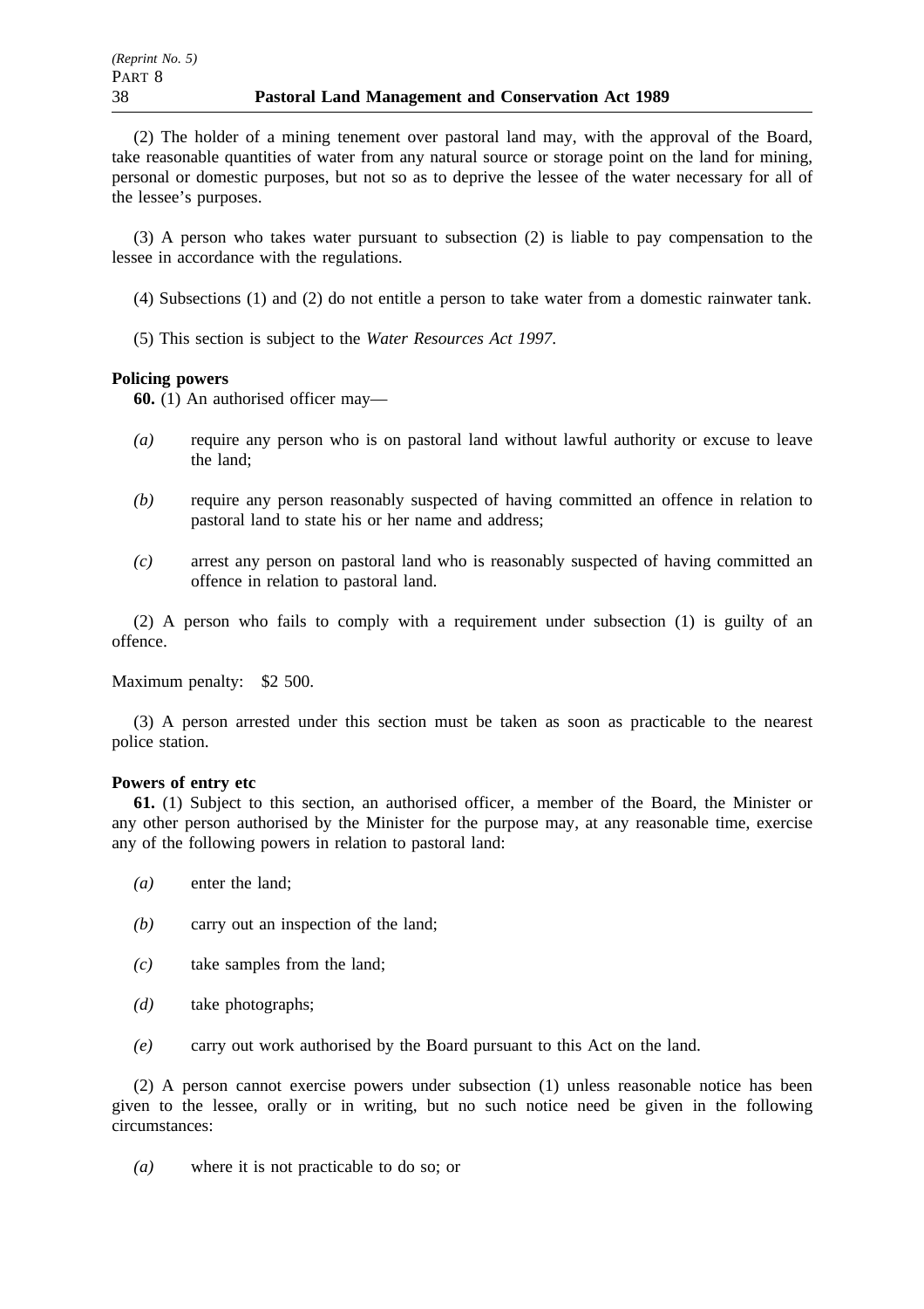(2) The holder of a mining tenement over pastoral land may, with the approval of the Board, take reasonable quantities of water from any natural source or storage point on the land for mining, personal or domestic purposes, but not so as to deprive the lessee of the water necessary for all of the lessee's purposes.

(3) A person who takes water pursuant to subsection (2) is liable to pay compensation to the lessee in accordance with the regulations.

(4) Subsections (1) and (2) do not entitle a person to take water from a domestic rainwater tank.

(5) This section is subject to the *Water Resources Act 1997*.

**Policing powers**

**60.** (1) An authorised officer may—

*(a)* require any person who is on pastoral land without lawful authority or excuse to leave the land;

*(b)* require any person reasonably suspected of having committed an offence in relation to pastoral land to state his or her name and address;

*(c)* arrest any person on pastoral land who is reasonably suspected of having committed an offence in relation to pastoral land.

(2) A person who fails to comply with a requirement under subsection (1) is guilty of an offence.

Maximum penalty: $2 500.

(3) A person arrested under this section must be taken as soon as practicable to the nearest police station.

**Powers of entry etc**

**61.** (1) Subject to this section, an authorised officer, a member of the Board, the Minister or any other person authorised by the Minister for the purpose may, at any reasonable time, exercise any of the following powers in relation to pastoral land:

*(a)* enter the land;

*(b)* carry out an inspection of the land;

*(c)* take samples from the land;

*(d)* take photographs;

*(e)* carry out work authorised by the Board pursuant to this Act on the land.

(2) A person cannot exercise powers under subsection (1) unless reasonable notice has been given to the lessee, orally or in writing, but no such notice need be given in the following circumstances:

*(a)* where it is not practicable to do so; or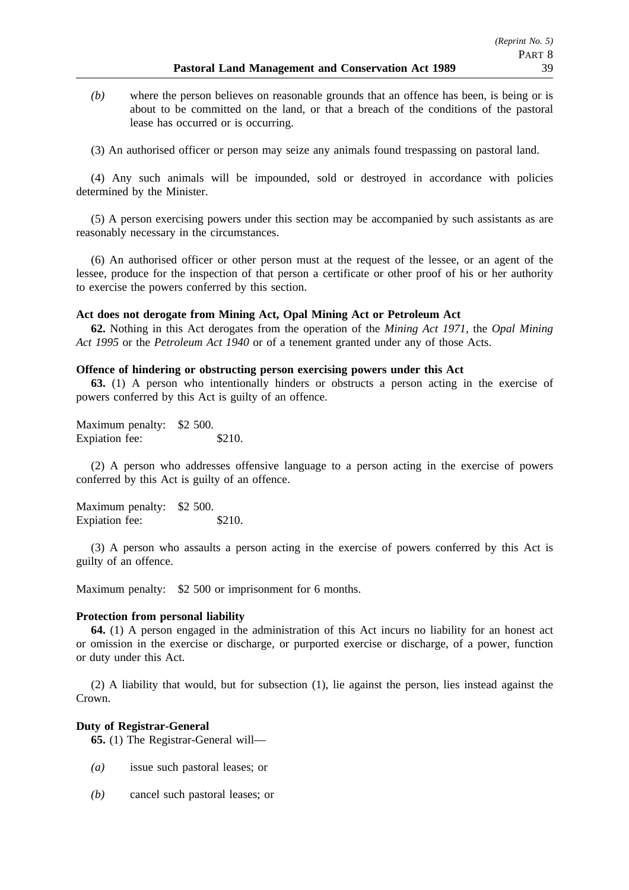*(b)* where the person believes on reasonable grounds that an offence has been, is being or is about to be committed on the land, or that a breach of the conditions of the pastoral lease has occurred or is occurring.

(3) An authorised officer or person may seize any animals found trespassing on pastoral land.

(4) Any such animals will be impounded, sold or destroyed in accordance with policies determined by the Minister.

(5) A person exercising powers under this section may be accompanied by such assistants as are reasonably necessary in the circumstances.

(6) An authorised officer or other person must at the request of the lessee, or an agent of the lessee, produce for the inspection of that person a certificate or other proof of his or her authority to exercise the powers conferred by this section.

**Act does not derogate from Mining Act, Opal Mining Act or Petroleum Act**

**62.** Nothing in this Act derogates from the operation of the *Mining Act 1971*, the *Opal Mining Act 1995* or the *Petroleum Act 1940* or of a tenement granted under any of those Acts.

**Offence of hindering or obstructing person exercising powers under this Act**

**63.** (1) A person who intentionally hinders or obstructs a person acting in the exercise of powers conferred by this Act is guilty of an offence.

Maximum penalty: $2 500.
Expiation fee: $210.

(2) A person who addresses offensive language to a person acting in the exercise of powers conferred by this Act is guilty of an offence.

Maximum penalty: $2 500.
Expiation fee: $210.

(3) A person who assaults a person acting in the exercise of powers conferred by this Act is guilty of an offence.

Maximum penalty: $2 500 or imprisonment for 6 months.

**Protection from personal liability**

**64.** (1) A person engaged in the administration of this Act incurs no liability for an honest act or omission in the exercise or discharge, or purported exercise or discharge, of a power, function or duty under this Act.

(2) A liability that would, but for subsection (1), lie against the person, lies instead against the Crown.

**Duty of Registrar-General**

**65.** (1) The Registrar-General will—

*(a)* issue such pastoral leases; or

*(b)* cancel such pastoral leases; or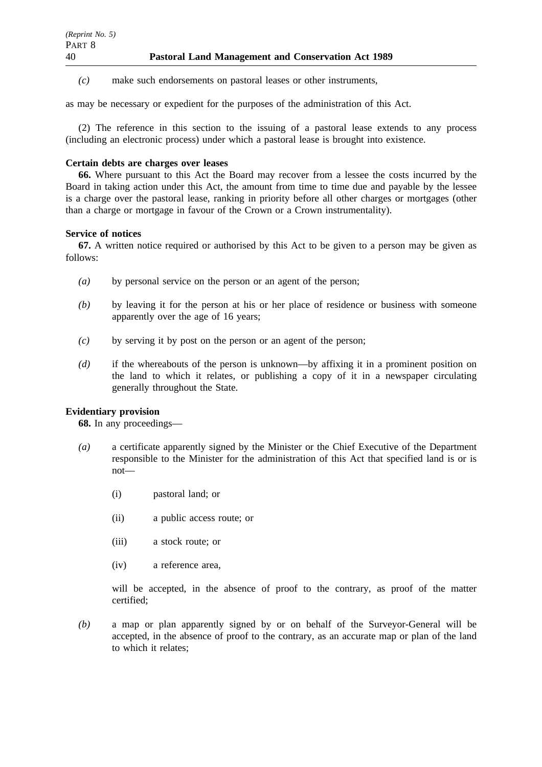*(c)* make such endorsements on pastoral leases or other instruments,

as may be necessary or expedient for the purposes of the administration of this Act.

(2) The reference in this section to the issuing of a pastoral lease extends to any process (including an electronic process) under which a pastoral lease is brought into existence.

**Certain debts are charges over leases**

**66.** Where pursuant to this Act the Board may recover from a lessee the costs incurred by the Board in taking action under this Act, the amount from time to time due and payable by the lessee is a charge over the pastoral lease, ranking in priority before all other charges or mortgages (other than a charge or mortgage in favour of the Crown or a Crown instrumentality).

**Service of notices**

**67.** A written notice required or authorised by this Act to be given to a person may be given as follows:

*(a)* by personal service on the person or an agent of the person;

*(b)* by leaving it for the person at his or her place of residence or business with someone apparently over the age of 16 years;

*(c)* by serving it by post on the person or an agent of the person;

*(d)* if the whereabouts of the person is unknown—by affixing it in a prominent position on the land to which it relates, or publishing a copy of it in a newspaper circulating generally throughout the State.

**Evidentiary provision**

**68.** In any proceedings—

*(a)* a certificate apparently signed by the Minister or the Chief Executive of the Department responsible to the Minister for the administration of this Act that specified land is or is not—

(i) pastoral land; or

(ii) a public access route; or

(iii) a stock route; or

(iv) a reference area,

will be accepted, in the absence of proof to the contrary, as proof of the matter certified;

*(b)* a map or plan apparently signed by or on behalf of the Surveyor-General will be accepted, in the absence of proof to the contrary, as an accurate map or plan of the land to which it relates;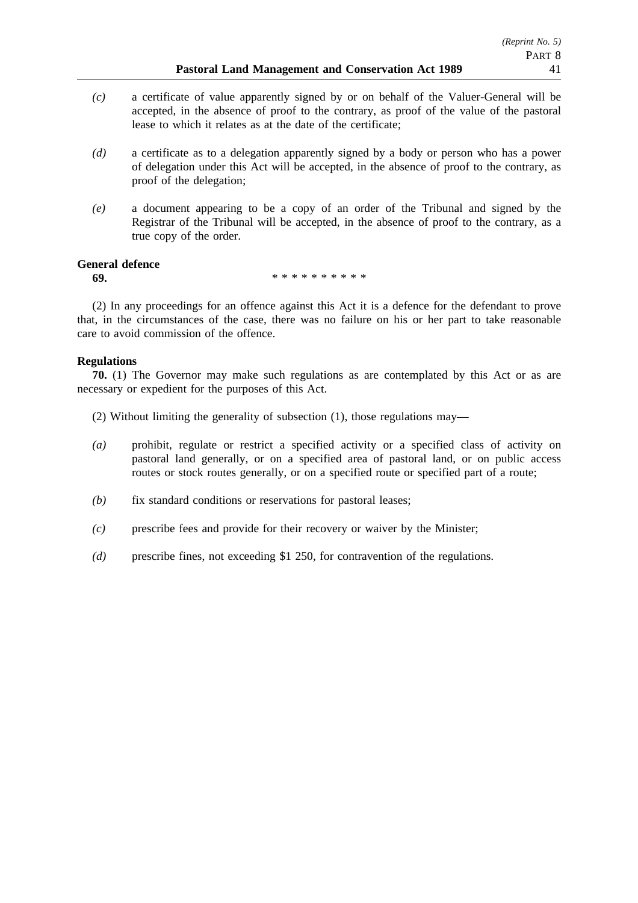*(c)* a certificate of value apparently signed by or on behalf of the Valuer-General will be accepted, in the absence of proof to the contrary, as proof of the value of the pastoral lease to which it relates as at the date of the certificate;

*(d)* a certificate as to a delegation apparently signed by a body or person who has a power of delegation under this Act will be accepted, in the absence of proof to the contrary, as proof of the delegation;

*(e)* a document appearing to be a copy of an order of the Tribunal and signed by the Registrar of the Tribunal will be accepted, in the absence of proof to the contrary, as a true copy of the order.

**General defence**

**69.** * * * * * * * * * *

(2) In any proceedings for an offence against this Act it is a defence for the defendant to prove that, in the circumstances of the case, there was no failure on his or her part to take reasonable care to avoid commission of the offence.

**Regulations**

**70.** (1) The Governor may make such regulations as are contemplated by this Act or as are necessary or expedient for the purposes of this Act.

(2) Without limiting the generality of subsection (1), those regulations may—

*(a)* prohibit, regulate or restrict a specified activity or a specified class of activity on pastoral land generally, or on a specified area of pastoral land, or on public access routes or stock routes generally, or on a specified route or specified part of a route;

*(b)* fix standard conditions or reservations for pastoral leases;

*(c)* prescribe fees and provide for their recovery or waiver by the Minister;

*(d)* prescribe fines, not exceeding $1 250, for contravention of the regulations.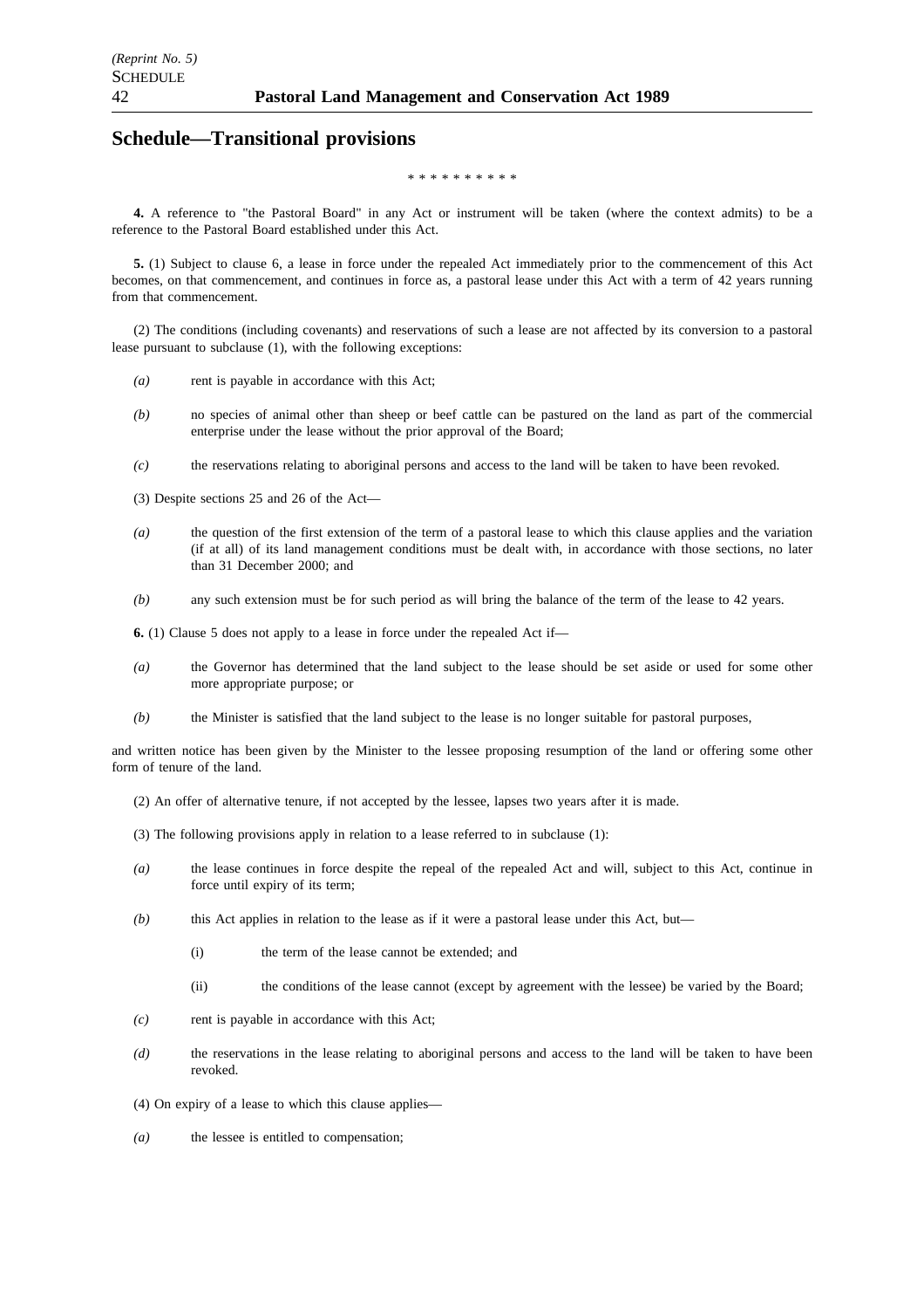# Schedule—Transitional provisions

\* \* \* \* \* \* \* \* \* \*

**4.** A reference to "the Pastoral Board" in any Act or instrument will be taken (where the context admits) to be a reference to the Pastoral Board established under this Act.

**5.** (1) Subject to clause 6, a lease in force under the repealed Act immediately prior to the commencement of this Act becomes, on that commencement, and continues in force as, a pastoral lease under this Act with a term of 42 years running from that commencement.

(2) The conditions (including covenants) and reservations of such a lease are not affected by its conversion to a pastoral lease pursuant to subclause (1), with the following exceptions:

*(a)* rent is payable in accordance with this Act;

*(b)* no species of animal other than sheep or beef cattle can be pastured on the land as part of the commercial enterprise under the lease without the prior approval of the Board;

*(c)* the reservations relating to aboriginal persons and access to the land will be taken to have been revoked.

(3) Despite sections 25 and 26 of the Act—

*(a)* the question of the first extension of the term of a pastoral lease to which this clause applies and the variation (if at all) of its land management conditions must be dealt with, in accordance with those sections, no later than 31 December 2000; and

*(b)* any such extension must be for such period as will bring the balance of the term of the lease to 42 years.

**6.** (1) Clause 5 does not apply to a lease in force under the repealed Act if—

*(a)* the Governor has determined that the land subject to the lease should be set aside or used for some other more appropriate purpose; or

*(b)* the Minister is satisfied that the land subject to the lease is no longer suitable for pastoral purposes,

and written notice has been given by the Minister to the lessee proposing resumption of the land or offering some other form of tenure of the land.

(2) An offer of alternative tenure, if not accepted by the lessee, lapses two years after it is made.

(3) The following provisions apply in relation to a lease referred to in subclause (1):

*(a)* the lease continues in force despite the repeal of the repealed Act and will, subject to this Act, continue in force until expiry of its term;

*(b)* this Act applies in relation to the lease as if it were a pastoral lease under this Act, but—

(i) the term of the lease cannot be extended; and

(ii) the conditions of the lease cannot (except by agreement with the lessee) be varied by the Board;

*(c)* rent is payable in accordance with this Act;

*(d)* the reservations in the lease relating to aboriginal persons and access to the land will be taken to have been revoked.

(4) On expiry of a lease to which this clause applies—

*(a)* the lessee is entitled to compensation;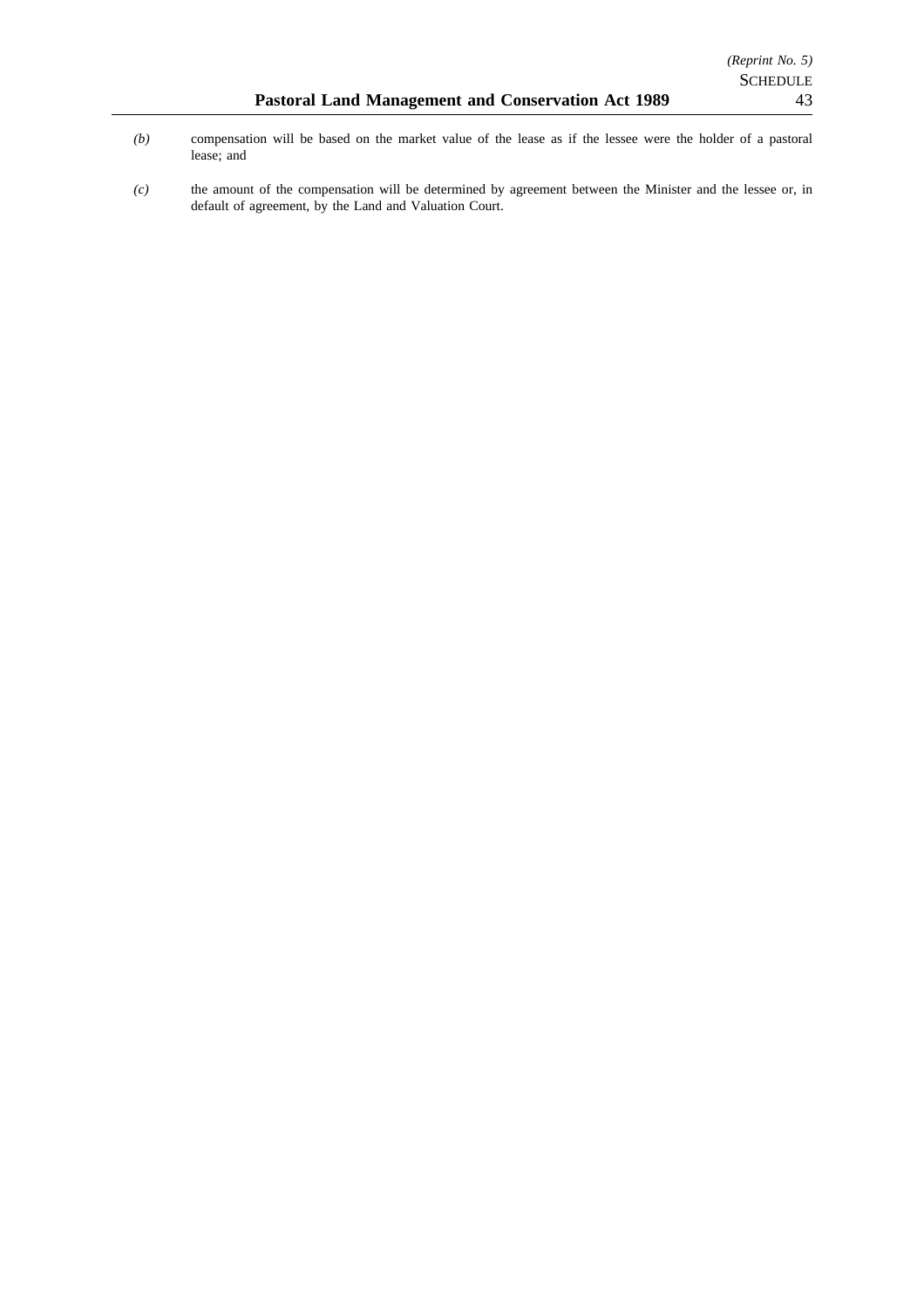*(b)* compensation will be based on the market value of the lease as if the lessee were the holder of a pastoral lease; and

*(c)* the amount of the compensation will be determined by agreement between the Minister and the lessee or, in default of agreement, by the Land and Valuation Court.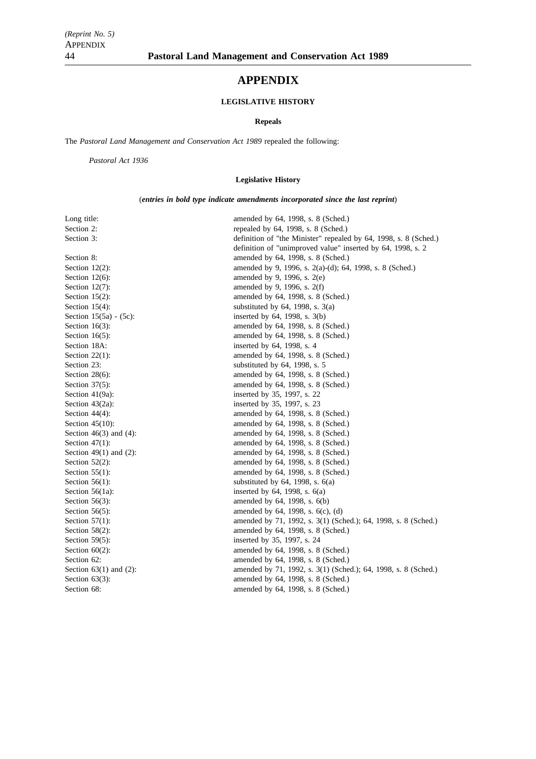# APPENDIX

## LEGISLATIVE HISTORY

### Repeals

The *Pastoral Land Management and Conservation Act 1989* repealed the following:

*Pastoral Act 1936*

### Legislative History

(***entries in bold type indicate amendments incorporated since the last reprint***)

| | |
|---|---|
| Long title: | amended by 64, 1998, s. 8 (Sched.) |
| Section 2: | repealed by 64, 1998, s. 8 (Sched.) |
| Section 3: | definition of "the Minister" repealed by 64, 1998, s. 8 (Sched.) |
| | definition of "unimproved value" inserted by 64, 1998, s. 2 |
| Section 8: | amended by 64, 1998, s. 8 (Sched.) |
| Section 12(2): | amended by 9, 1996, s. 2(a)-(d); 64, 1998, s. 8 (Sched.) |
| Section 12(6): | amended by 9, 1996, s. 2(e) |
| Section 12(7): | amended by 9, 1996, s. 2(f) |
| Section 15(2): | amended by 64, 1998, s. 8 (Sched.) |
| Section 15(4): | substituted by 64, 1998, s. 3(a) |
| Section 15(5a) - (5c): | inserted by 64, 1998, s. 3(b) |
| Section 16(3): | amended by 64, 1998, s. 8 (Sched.) |
| Section 16(5): | amended by 64, 1998, s. 8 (Sched.) |
| Section 18A: | inserted by 64, 1998, s. 4 |
| Section 22(1): | amended by 64, 1998, s. 8 (Sched.) |
| Section 23: | substituted by 64, 1998, s. 5 |
| Section 28(6): | amended by 64, 1998, s. 8 (Sched.) |
| Section 37(5): | amended by 64, 1998, s. 8 (Sched.) |
| Section 41(9a): | inserted by 35, 1997, s. 22 |
| Section 43(2a): | inserted by 35, 1997, s. 23 |
| Section 44(4): | amended by 64, 1998, s. 8 (Sched.) |
| Section 45(10): | amended by 64, 1998, s. 8 (Sched.) |
| Section 46(3) and (4): | amended by 64, 1998, s. 8 (Sched.) |
| Section 47(1): | amended by 64, 1998, s. 8 (Sched.) |
| Section 49(1) and (2): | amended by 64, 1998, s. 8 (Sched.) |
| Section 52(2): | amended by 64, 1998, s. 8 (Sched.) |
| Section 55(1): | amended by 64, 1998, s. 8 (Sched.) |
| Section 56(1): | substituted by 64, 1998, s. 6(a) |
| Section 56(1a): | inserted by 64, 1998, s. 6(a) |
| Section 56(3): | amended by 64, 1998, s. 6(b) |
| Section 56(5): | amended by 64, 1998, s. 6(c), (d) |
| Section 57(1): | amended by 71, 1992, s. 3(1) (Sched.); 64, 1998, s. 8 (Sched.) |
| Section 58(2): | amended by 64, 1998, s. 8 (Sched.) |
| Section 59(5): | inserted by 35, 1997, s. 24 |
| Section 60(2): | amended by 64, 1998, s. 8 (Sched.) |
| Section 62: | amended by 64, 1998, s. 8 (Sched.) |
| Section 63(1) and (2): | amended by 71, 1992, s. 3(1) (Sched.); 64, 1998, s. 8 (Sched.) |
| Section 63(3): | amended by 64, 1998, s. 8 (Sched.) |
| Section 68: | amended by 64, 1998, s. 8 (Sched.) |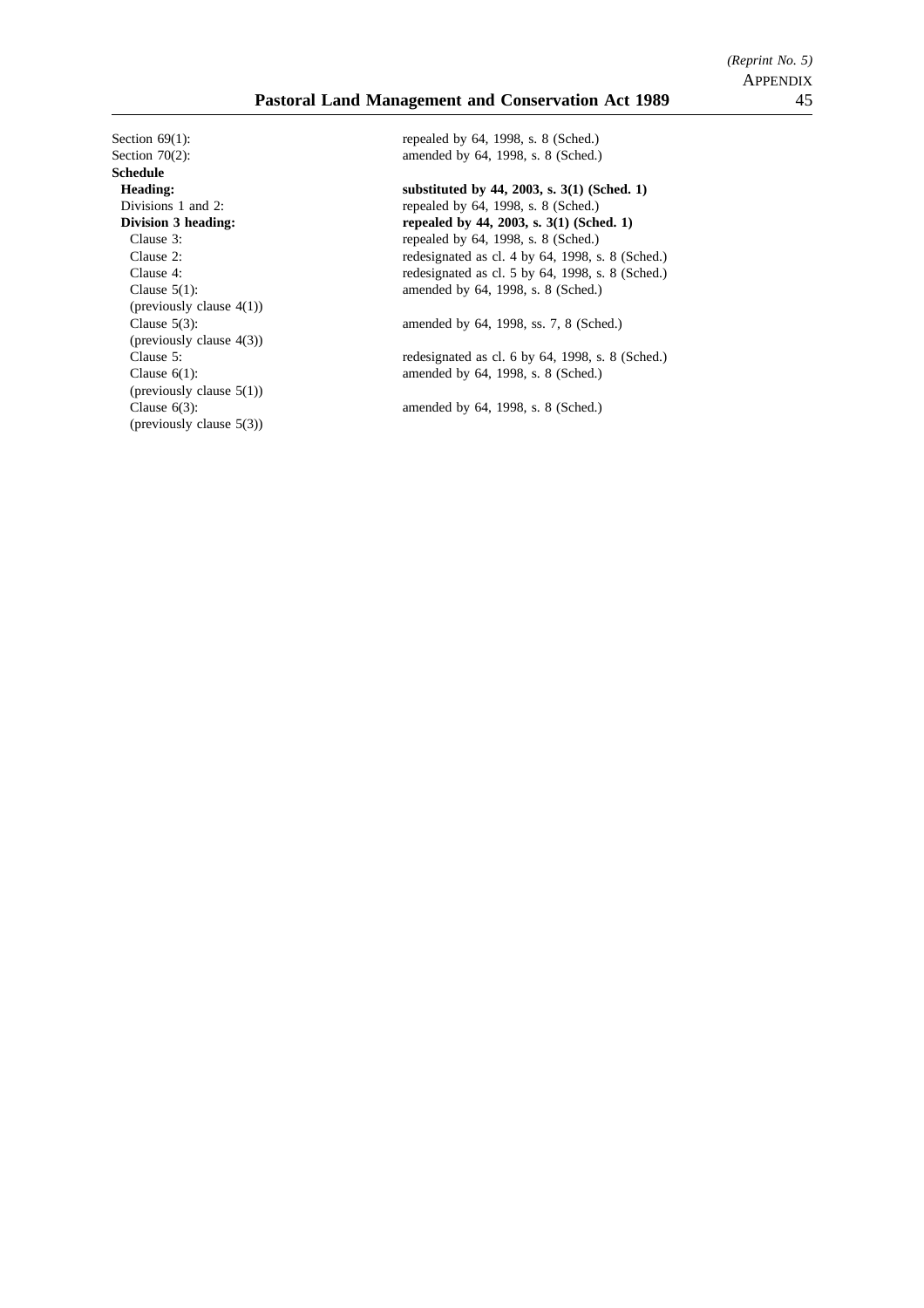| | |
|---|---|
| Section 69(1): | repealed by 64, 1998, s. 8 (Sched.) |
| Section 70(2): | amended by 64, 1998, s. 8 (Sched.) |
| **Schedule** | |
| **Heading:** | **substituted by 44, 2003, s. 3(1) (Sched. 1)** |
| Divisions 1 and 2: | repealed by 64, 1998, s. 8 (Sched.) |
| **Division 3 heading:** | **repealed by 44, 2003, s. 3(1) (Sched. 1)** |
| Clause 3: | repealed by 64, 1998, s. 8 (Sched.) |
| Clause 2: | redesignated as cl. 4 by 64, 1998, s. 8 (Sched.) |
| Clause 4: | redesignated as cl. 5 by 64, 1998, s. 8 (Sched.) |
| Clause 5(1): (previously clause 4(1)) | amended by 64, 1998, s. 8 (Sched.) |
| Clause 5(3): (previously clause 4(3)) | amended by 64, 1998, ss. 7, 8 (Sched.) |
| Clause 5: | redesignated as cl. 6 by 64, 1998, s. 8 (Sched.) |
| Clause 6(1): (previously clause 5(1)) | amended by 64, 1998, s. 8 (Sched.) |
| Clause 6(3): (previously clause 5(3)) | amended by 64, 1998, s. 8 (Sched.) |